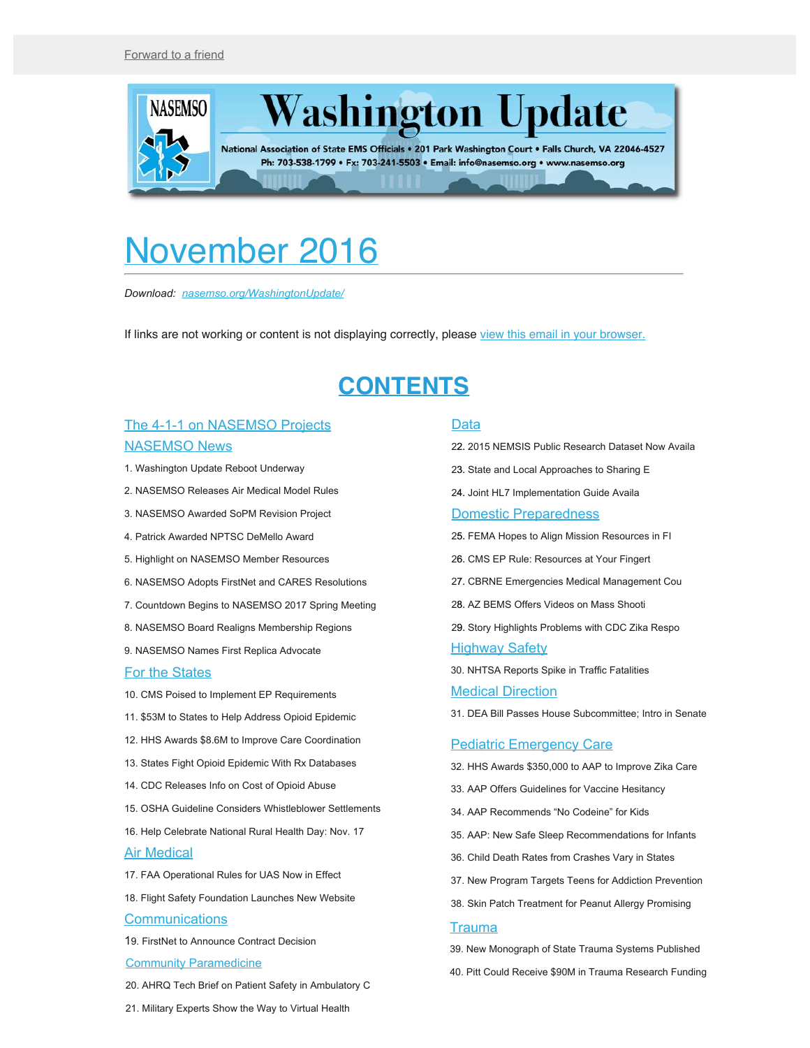Forward to a friend

# Washington Update

National Association of State EMS Officials • 201 Park Washington Court • Falls Church, VA 22046-4527
Ph: 703-538-1799 • Fx: 703-241-5503 • Email: info@nasemso.org • www.nasemso.org

# November 2016

*Download: nasemso.org/WashingtonUpdate/*

If links are not working or content is not displaying correctly, please view this email in your browser.

## CONTENTS

### The 4-1-1 on NASEMSO Projects

### NASEMSO News

1. Washington Update Reboot Underway
2. NASEMSO Releases Air Medical Model Rules
3. NASEMSO Awarded SoPM Revision Project
4. Patrick Awarded NPTSC DeMello Award
5. Highlight on NASEMSO Member Resources
6. NASEMSO Adopts FirstNet and CARES Resolutions
7. Countdown Begins to NASEMSO 2017 Spring Meeting
8. NASEMSO Board Realigns Membership Regions
9. NASEMSO Names First Replica Advocate

### For the States

10. CMS Poised to Implement EP Requirements
11. $53M to States to Help Address Opioid Epidemic
12. HHS Awards $8.6M to Improve Care Coordination
13. States Fight Opioid Epidemic With Rx Databases
14. CDC Releases Info on Cost of Opioid Abuse
15. OSHA Guideline Considers Whistleblower Settlements
16. Help Celebrate National Rural Health Day: Nov. 17

### Air Medical

17. FAA Operational Rules for UAS Now in Effect
18. Flight Safety Foundation Launches New Website

### Communications

19. FirstNet to Announce Contract Decision

### Community Paramedicine

20. AHRQ Tech Brief on Patient Safety in Ambulatory C
21. Military Experts Show the Way to Virtual Health

### Data

22. 2015 NEMSIS Public Research Dataset Now Availa
23. State and Local Approaches to Sharing E
24. Joint HL7 Implementation Guide Availa

### Domestic Preparedness

25. FEMA Hopes to Align Mission Resources in Fl
26. CMS EP Rule: Resources at Your Fingert
27. CBRNE Emergencies Medical Management Cou
28. AZ BEMS Offers Videos on Mass Shooti
29. Story Highlights Problems with CDC Zika Respo

### Highway Safety

30. NHTSA Reports Spike in Traffic Fatalities

### Medical Direction

31. DEA Bill Passes House Subcommittee; Intro in Senate

### Pediatric Emergency Care

32. HHS Awards $350,000 to AAP to Improve Zika Care
33. AAP Offers Guidelines for Vaccine Hesitancy
34. AAP Recommends "No Codeine" for Kids
35. AAP: New Safe Sleep Recommendations for Infants
36. Child Death Rates from Crashes Vary in States
37. New Program Targets Teens for Addiction Prevention
38. Skin Patch Treatment for Peanut Allergy Promising

### Trauma

39. New Monograph of State Trauma Systems Published
40. Pitt Could Receive $90M in Trauma Research Funding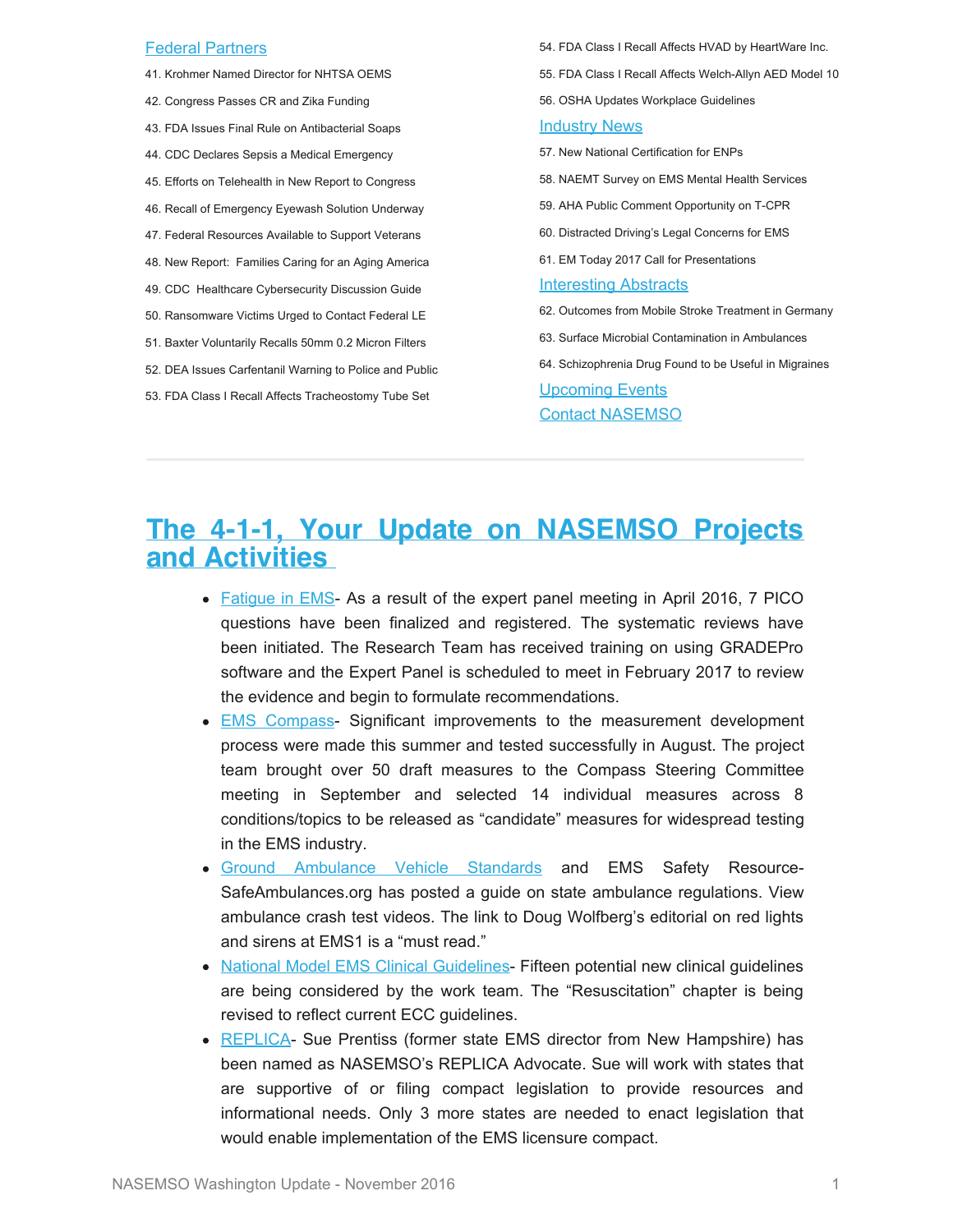[Federal Partners](#)

41. Krohmer Named Director for NHTSA OEMS
42. Congress Passes CR and Zika Funding
43. FDA Issues Final Rule on Antibacterial Soaps
44. CDC Declares Sepsis a Medical Emergency
45. Efforts on Telehealth in New Report to Congress
46. Recall of Emergency Eyewash Solution Underway
47. Federal Resources Available to Support Veterans
48. New Report: Families Caring for an Aging America
49. CDC Healthcare Cybersecurity Discussion Guide
50. Ransomware Victims Urged to Contact Federal LE
51. Baxter Voluntarily Recalls 50mm 0.2 Micron Filters
52. DEA Issues Carfentanil Warning to Police and Public
53. FDA Class I Recall Affects Tracheostomy Tube Set
54. FDA Class I Recall Affects HVAD by HeartWare Inc.
55. FDA Class I Recall Affects Welch-Allyn AED Model 10
56. OSHA Updates Workplace Guidelines

[Industry News](#)

57. New National Certification for ENPs
58. NAEMT Survey on EMS Mental Health Services
59. AHA Public Comment Opportunity on T-CPR
60. Distracted Driving's Legal Concerns for EMS
61. EM Today 2017 Call for Presentations

[Interesting Abstracts](#)

62. Outcomes from Mobile Stroke Treatment in Germany
63. Surface Microbial Contamination in Ambulances
64. Schizophrenia Drug Found to be Useful in Migraines

[Upcoming Events](#)

[Contact NASEMSO](#)

---

# The 4-1-1, Your Update on NASEMSO Projects and Activities

- [Fatigue in EMS](#)- As a result of the expert panel meeting in April 2016, 7 PICO questions have been finalized and registered. The systematic reviews have been initiated. The Research Team has received training on using GRADEPro software and the Expert Panel is scheduled to meet in February 2017 to review the evidence and begin to formulate recommendations.
- [EMS Compass](#)- Significant improvements to the measurement development process were made this summer and tested successfully in August. The project team brought over 50 draft measures to the Compass Steering Committee meeting in September and selected 14 individual measures across 8 conditions/topics to be released as "candidate" measures for widespread testing in the EMS industry.
- [Ground Ambulance Vehicle Standards](#) and EMS Safety Resource- SafeAmbulances.org has posted a guide on state ambulance regulations. View ambulance crash test videos. The link to Doug Wolfberg's editorial on red lights and sirens at EMS1 is a "must read."
- [National Model EMS Clinical Guidelines](#)- Fifteen potential new clinical guidelines are being considered by the work team. The "Resuscitation" chapter is being revised to reflect current ECC guidelines.
- [REPLICA](#)- Sue Prentiss (former state EMS director from New Hampshire) has been named as NASEMSO's REPLICA Advocate. Sue will work with states that are supportive of or filing compact legislation to provide resources and informational needs. Only 3 more states are needed to enact legislation that would enable implementation of the EMS licensure compact.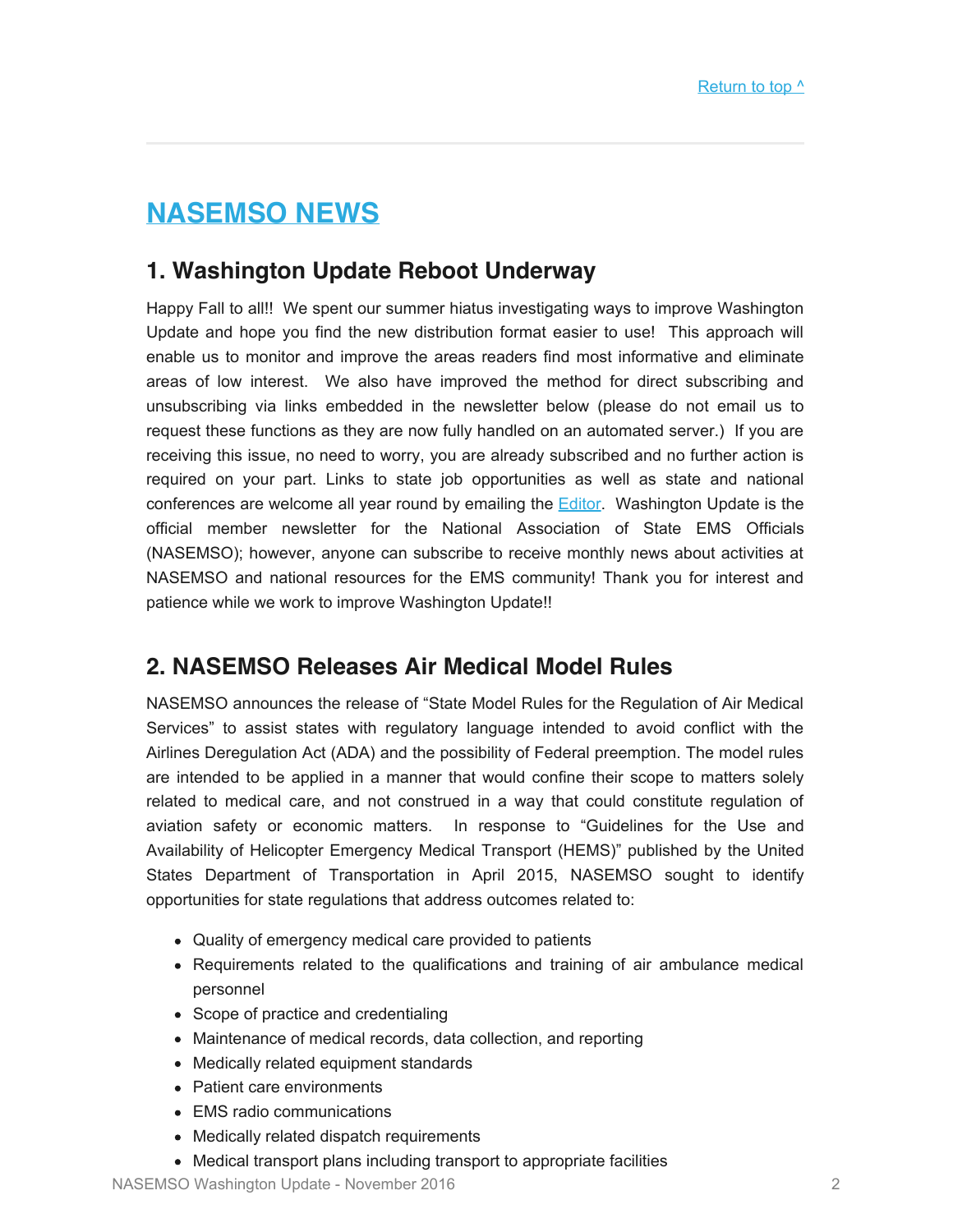Return to top ^

# NASEMSO NEWS

## 1. Washington Update Reboot Underway

Happy Fall to all!! We spent our summer hiatus investigating ways to improve Washington Update and hope you find the new distribution format easier to use! This approach will enable us to monitor and improve the areas readers find most informative and eliminate areas of low interest. We also have improved the method for direct subscribing and unsubscribing via links embedded in the newsletter below (please do not email us to request these functions as they are now fully handled on an automated server.) If you are receiving this issue, no need to worry, you are already subscribed and no further action is required on your part. Links to state job opportunities as well as state and national conferences are welcome all year round by emailing the Editor. Washington Update is the official member newsletter for the National Association of State EMS Officials (NASEMSO); however, anyone can subscribe to receive monthly news about activities at NASEMSO and national resources for the EMS community! Thank you for interest and patience while we work to improve Washington Update!!

## 2. NASEMSO Releases Air Medical Model Rules

NASEMSO announces the release of "State Model Rules for the Regulation of Air Medical Services" to assist states with regulatory language intended to avoid conflict with the Airlines Deregulation Act (ADA) and the possibility of Federal preemption. The model rules are intended to be applied in a manner that would confine their scope to matters solely related to medical care, and not construed in a way that could constitute regulation of aviation safety or economic matters. In response to "Guidelines for the Use and Availability of Helicopter Emergency Medical Transport (HEMS)" published by the United States Department of Transportation in April 2015, NASEMSO sought to identify opportunities for state regulations that address outcomes related to:

- Quality of emergency medical care provided to patients
- Requirements related to the qualifications and training of air ambulance medical personnel
- Scope of practice and credentialing
- Maintenance of medical records, data collection, and reporting
- Medically related equipment standards
- Patient care environments
- EMS radio communications
- Medically related dispatch requirements
- Medical transport plans including transport to appropriate facilities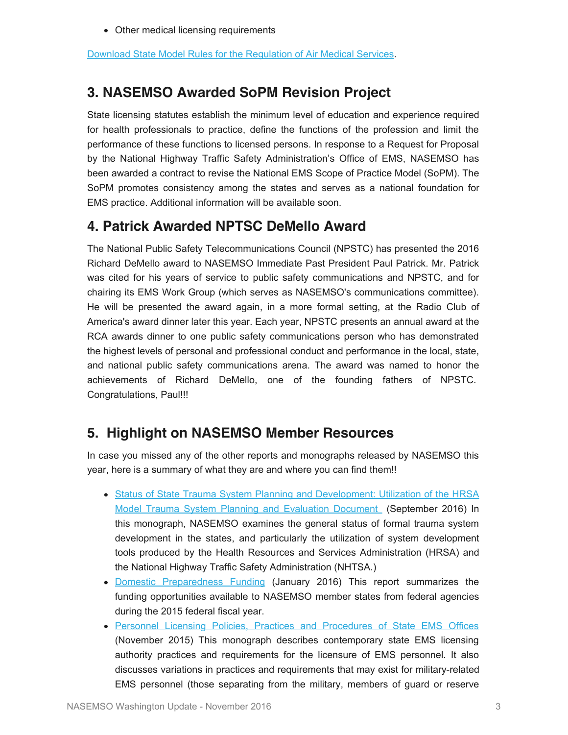- Other medical licensing requirements

[Download State Model Rules for the Regulation of Air Medical Services](#).

## 3. NASEMSO Awarded SoPM Revision Project

State licensing statutes establish the minimum level of education and experience required for health professionals to practice, define the functions of the profession and limit the performance of these functions to licensed persons. In response to a Request for Proposal by the National Highway Traffic Safety Administration's Office of EMS, NASEMSO has been awarded a contract to revise the National EMS Scope of Practice Model (SoPM). The SoPM promotes consistency among the states and serves as a national foundation for EMS practice. Additional information will be available soon.

## 4. Patrick Awarded NPTSC DeMello Award

The National Public Safety Telecommunications Council (NPSTC) has presented the 2016 Richard DeMello award to NASEMSO Immediate Past President Paul Patrick. Mr. Patrick was cited for his years of service to public safety communications and NPSTC, and for chairing its EMS Work Group (which serves as NASEMSO's communications committee). He will be presented the award again, in a more formal setting, at the Radio Club of America's award dinner later this year. Each year, NPSTC presents an annual award at the RCA awards dinner to one public safety communications person who has demonstrated the highest levels of personal and professional conduct and performance in the local, state, and national public safety communications arena. The award was named to honor the achievements of Richard DeMello, one of the founding fathers of NPSTC. Congratulations, Paul!!!

## 5. Highlight on NASEMSO Member Resources

In case you missed any of the other reports and monographs released by NASEMSO this year, here is a summary of what they are and where you can find them!!

- [Status of State Trauma System Planning and Development: Utilization of the HRSA Model Trauma System Planning and Evaluation Document](#) (September 2016) In this monograph, NASEMSO examines the general status of formal trauma system development in the states, and particularly the utilization of system development tools produced by the Health Resources and Services Administration (HRSA) and the National Highway Traffic Safety Administration (NHTSA.)
- [Domestic Preparedness Funding](#) (January 2016) This report summarizes the funding opportunities available to NASEMSO member states from federal agencies during the 2015 federal fiscal year.
- [Personnel Licensing Policies, Practices and Procedures of State EMS Offices](#) (November 2015) This monograph describes contemporary state EMS licensing authority practices and requirements for the licensure of EMS personnel. It also discusses variations in practices and requirements that may exist for military-related EMS personnel (those separating from the military, members of guard or reserve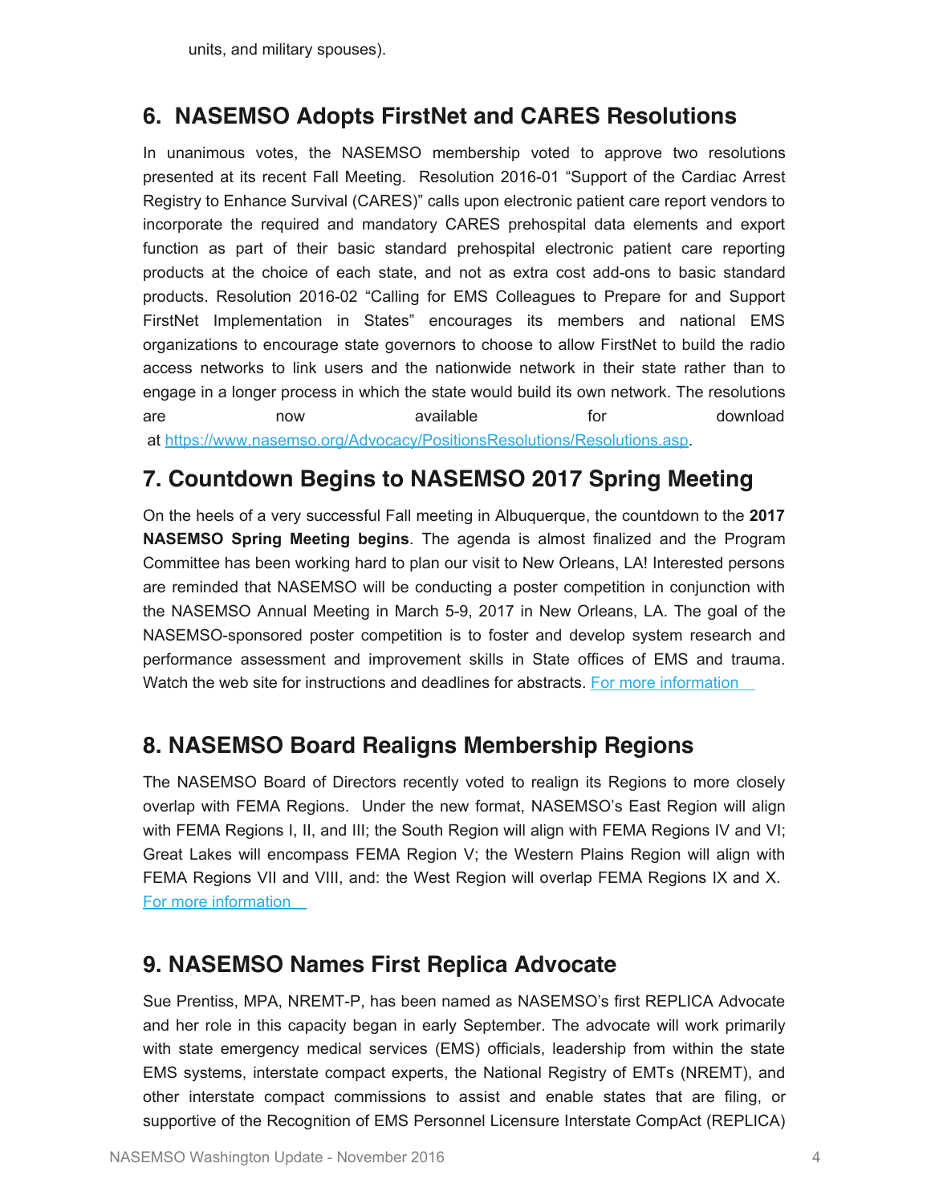units, and military spouses).

## 6. NASEMSO Adopts FirstNet and CARES Resolutions

In unanimous votes, the NASEMSO membership voted to approve two resolutions presented at its recent Fall Meeting. Resolution 2016-01 "Support of the Cardiac Arrest Registry to Enhance Survival (CARES)" calls upon electronic patient care report vendors to incorporate the required and mandatory CARES prehospital data elements and export function as part of their basic standard prehospital electronic patient care reporting products at the choice of each state, and not as extra cost add-ons to basic standard products. Resolution 2016-02 "Calling for EMS Colleagues to Prepare for and Support FirstNet Implementation in States" encourages its members and national EMS organizations to encourage state governors to choose to allow FirstNet to build the radio access networks to link users and the nationwide network in their state rather than to engage in a longer process in which the state would build its own network. The resolutions are now available for download at [https://www.nasemso.org/Advocacy/PositionsResolutions/Resolutions.asp](https://www.nasemso.org/Advocacy/PositionsResolutions/Resolutions.asp).

## 7. Countdown Begins to NASEMSO 2017 Spring Meeting

On the heels of a very successful Fall meeting in Albuquerque, the countdown to the **2017 NASEMSO Spring Meeting begins**. The agenda is almost finalized and the Program Committee has been working hard to plan our visit to New Orleans, LA! Interested persons are reminded that NASEMSO will be conducting a poster competition in conjunction with the NASEMSO Annual Meeting in March 5-9, 2017 in New Orleans, LA. The goal of the NASEMSO-sponsored poster competition is to foster and develop system research and performance assessment and improvement skills in State offices of EMS and trauma. Watch the web site for instructions and deadlines for abstracts. For more information

## 8. NASEMSO Board Realigns Membership Regions

The NASEMSO Board of Directors recently voted to realign its Regions to more closely overlap with FEMA Regions. Under the new format, NASEMSO's East Region will align with FEMA Regions I, II, and III; the South Region will align with FEMA Regions IV and VI; Great Lakes will encompass FEMA Region V; the Western Plains Region will align with FEMA Regions VII and VIII, and: the West Region will overlap FEMA Regions IX and X. For more information

## 9. NASEMSO Names First Replica Advocate

Sue Prentiss, MPA, NREMT-P, has been named as NASEMSO's first REPLICA Advocate and her role in this capacity began in early September. The advocate will work primarily with state emergency medical services (EMS) officials, leadership from within the state EMS systems, interstate compact experts, the National Registry of EMTs (NREMT), and other interstate compact commissions to assist and enable states that are filing, or supportive of the Recognition of EMS Personnel Licensure Interstate CompAct (REPLICA)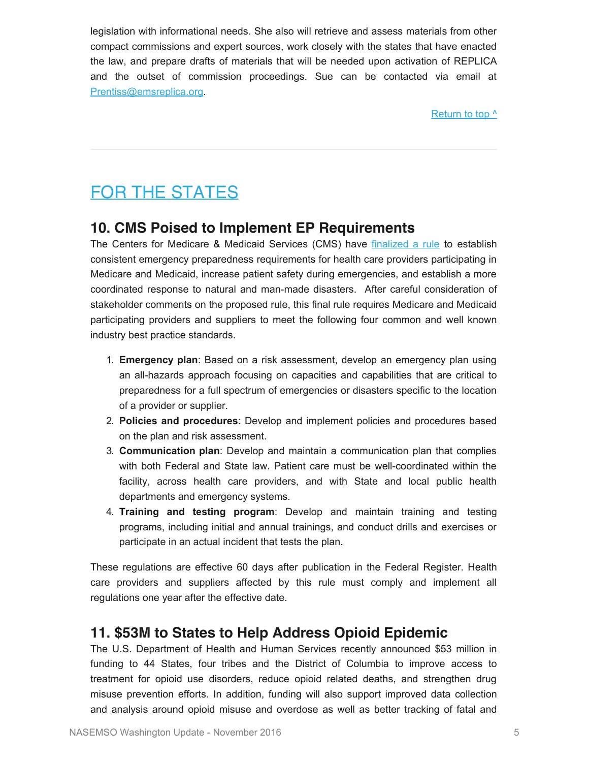legislation with informational needs. She also will retrieve and assess materials from other compact commissions and expert sources, work closely with the states that have enacted the law, and prepare drafts of materials that will be needed upon activation of REPLICA and the outset of commission proceedings. Sue can be contacted via email at Prentiss@emsreplica.org.

Return to top ^

---

# FOR THE STATES

## 10. CMS Poised to Implement EP Requirements

The Centers for Medicare & Medicaid Services (CMS) have finalized a rule to establish consistent emergency preparedness requirements for health care providers participating in Medicare and Medicaid, increase patient safety during emergencies, and establish a more coordinated response to natural and man-made disasters. After careful consideration of stakeholder comments on the proposed rule, this final rule requires Medicare and Medicaid participating providers and suppliers to meet the following four common and well known industry best practice standards.

1. **Emergency plan**: Based on a risk assessment, develop an emergency plan using an all-hazards approach focusing on capacities and capabilities that are critical to preparedness for a full spectrum of emergencies or disasters specific to the location of a provider or supplier.
2. **Policies and procedures**: Develop and implement policies and procedures based on the plan and risk assessment.
3. **Communication plan**: Develop and maintain a communication plan that complies with both Federal and State law. Patient care must be well-coordinated within the facility, across health care providers, and with State and local public health departments and emergency systems.
4. **Training and testing program**: Develop and maintain training and testing programs, including initial and annual trainings, and conduct drills and exercises or participate in an actual incident that tests the plan.

These regulations are effective 60 days after publication in the Federal Register. Health care providers and suppliers affected by this rule must comply and implement all regulations one year after the effective date.

## 11. $53M to States to Help Address Opioid Epidemic

The U.S. Department of Health and Human Services recently announced $53 million in funding to 44 States, four tribes and the District of Columbia to improve access to treatment for opioid use disorders, reduce opioid related deaths, and strengthen drug misuse prevention efforts. In addition, funding will also support improved data collection and analysis around opioid misuse and overdose as well as better tracking of fatal and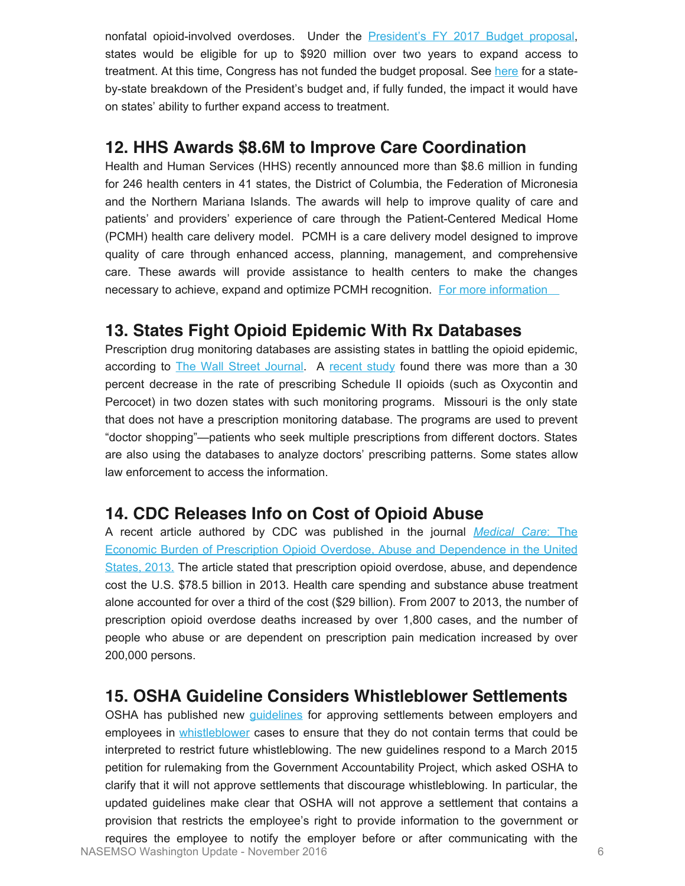nonfatal opioid-involved overdoses. Under the President's FY 2017 Budget proposal, states would be eligible for up to $920 million over two years to expand access to treatment. At this time, Congress has not funded the budget proposal. See here for a state-by-state breakdown of the President's budget and, if fully funded, the impact it would have on states' ability to further expand access to treatment.

## 12. HHS Awards $8.6M to Improve Care Coordination

Health and Human Services (HHS) recently announced more than $8.6 million in funding for 246 health centers in 41 states, the District of Columbia, the Federation of Micronesia and the Northern Mariana Islands. The awards will help to improve quality of care and patients' and providers' experience of care through the Patient-Centered Medical Home (PCMH) health care delivery model. PCMH is a care delivery model designed to improve quality of care through enhanced access, planning, management, and comprehensive care. These awards will provide assistance to health centers to make the changes necessary to achieve, expand and optimize PCMH recognition. For more information

## 13. States Fight Opioid Epidemic With Rx Databases

Prescription drug monitoring databases are assisting states in battling the opioid epidemic, according to The Wall Street Journal. A recent study found there was more than a 30 percent decrease in the rate of prescribing Schedule II opioids (such as Oxycontin and Percocet) in two dozen states with such monitoring programs. Missouri is the only state that does not have a prescription monitoring database. The programs are used to prevent "doctor shopping"—patients who seek multiple prescriptions from different doctors. States are also using the databases to analyze doctors' prescribing patterns. Some states allow law enforcement to access the information.

## 14. CDC Releases Info on Cost of Opioid Abuse

A recent article authored by CDC was published in the journal *Medical Care*: The Economic Burden of Prescription Opioid Overdose, Abuse and Dependence in the United States, 2013. The article stated that prescription opioid overdose, abuse, and dependence cost the U.S. $78.5 billion in 2013. Health care spending and substance abuse treatment alone accounted for over a third of the cost ($29 billion). From 2007 to 2013, the number of prescription opioid overdose deaths increased by over 1,800 cases, and the number of people who abuse or are dependent on prescription pain medication increased by over 200,000 persons.

## 15. OSHA Guideline Considers Whistleblower Settlements

OSHA has published new guidelines for approving settlements between employers and employees in whistleblower cases to ensure that they do not contain terms that could be interpreted to restrict future whistleblowing. The new guidelines respond to a March 2015 petition for rulemaking from the Government Accountability Project, which asked OSHA to clarify that it will not approve settlements that discourage whistleblowing. In particular, the updated guidelines make clear that OSHA will not approve a settlement that contains a provision that restricts the employee's right to provide information to the government or requires the employee to notify the employer before or after communicating with the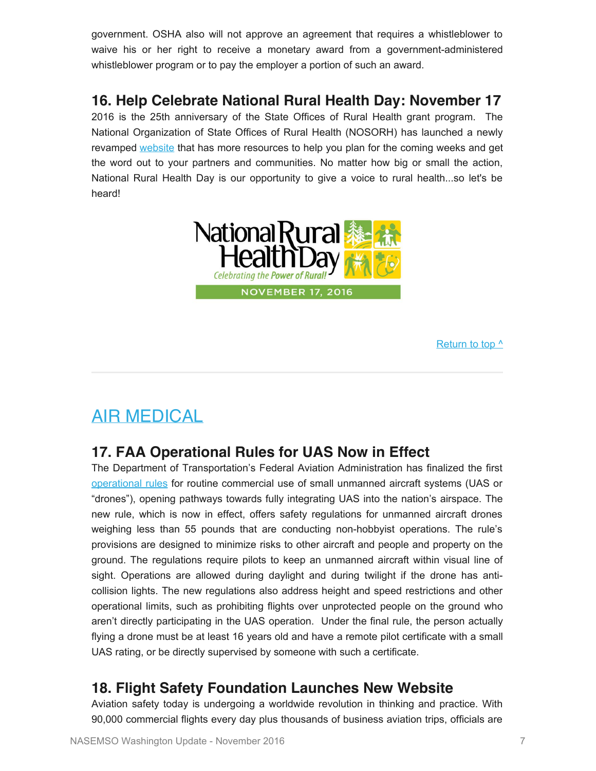government. OSHA also will not approve an agreement that requires a whistleblower to waive his or her right to receive a monetary award from a government-administered whistleblower program or to pay the employer a portion of such an award.

### 16. Help Celebrate National Rural Health Day: November 17

2016 is the 25th anniversary of the State Offices of Rural Health grant program. The National Organization of State Offices of Rural Health (NOSORH) has launched a newly revamped website that has more resources to help you plan for the coming weeks and get the word out to your partners and communities. No matter how big or small the action, National Rural Health Day is our opportunity to give a voice to rural health...so let's be heard!

Return to top ^

## AIR MEDICAL

### 17. FAA Operational Rules for UAS Now in Effect

The Department of Transportation's Federal Aviation Administration has finalized the first operational rules for routine commercial use of small unmanned aircraft systems (UAS or "drones"), opening pathways towards fully integrating UAS into the nation's airspace. The new rule, which is now in effect, offers safety regulations for unmanned aircraft drones weighing less than 55 pounds that are conducting non-hobbyist operations. The rule's provisions are designed to minimize risks to other aircraft and people and property on the ground. The regulations require pilots to keep an unmanned aircraft within visual line of sight. Operations are allowed during daylight and during twilight if the drone has anti-collision lights. The new regulations also address height and speed restrictions and other operational limits, such as prohibiting flights over unprotected people on the ground who aren't directly participating in the UAS operation. Under the final rule, the person actually flying a drone must be at least 16 years old and have a remote pilot certificate with a small UAS rating, or be directly supervised by someone with such a certificate.

### 18. Flight Safety Foundation Launches New Website

Aviation safety today is undergoing a worldwide revolution in thinking and practice. With 90,000 commercial flights every day plus thousands of business aviation trips, officials are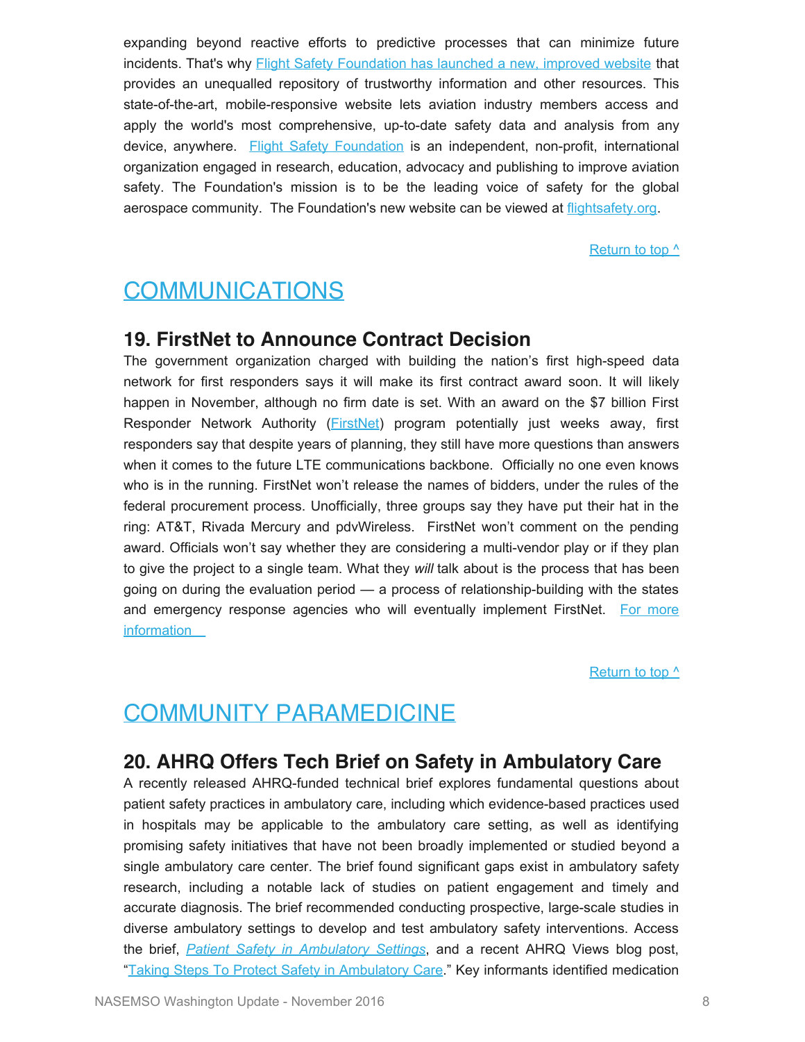expanding beyond reactive efforts to predictive processes that can minimize future incidents. That's why [Flight Safety Foundation has launched a new, improved website](#) that provides an unequalled repository of trustworthy information and other resources. This state-of-the-art, mobile-responsive website lets aviation industry members access and apply the world's most comprehensive, up-to-date safety data and analysis from any device, anywhere. [Flight Safety Foundation](#) is an independent, non-profit, international organization engaged in research, education, advocacy and publishing to improve aviation safety. The Foundation's mission is to be the leading voice of safety for the global aerospace community. The Foundation's new website can be viewed at [flightsafety.org](#).

[Return to top ^](#)

# COMMUNICATIONS

## 19. FirstNet to Announce Contract Decision

The government organization charged with building the nation's first high-speed data network for first responders says it will make its first contract award soon. It will likely happen in November, although no firm date is set. With an award on the $7 billion First Responder Network Authority ([FirstNet](#)) program potentially just weeks away, first responders say that despite years of planning, they still have more questions than answers when it comes to the future LTE communications backbone. Officially no one even knows who is in the running. FirstNet won't release the names of bidders, under the rules of the federal procurement process. Unofficially, three groups say they have put their hat in the ring: AT&T, Rivada Mercury and pdvWireless. FirstNet won't comment on the pending award. Officials won't say whether they are considering a multi-vendor play or if they plan to give the project to a single team. What they *will* talk about is the process that has been going on during the evaluation period — a process of relationship-building with the states and emergency response agencies who will eventually implement FirstNet. [For more information](#)

[Return to top ^](#)

# COMMUNITY PARAMEDICINE

## 20. AHRQ Offers Tech Brief on Safety in Ambulatory Care

A recently released AHRQ-funded technical brief explores fundamental questions about patient safety practices in ambulatory care, including which evidence-based practices used in hospitals may be applicable to the ambulatory care setting, as well as identifying promising safety initiatives that have not been broadly implemented or studied beyond a single ambulatory care center. The brief found significant gaps exist in ambulatory safety research, including a notable lack of studies on patient engagement and timely and accurate diagnosis. The brief recommended conducting prospective, large-scale studies in diverse ambulatory settings to develop and test ambulatory safety interventions. Access the brief, [*Patient Safety in Ambulatory Settings*](#), and a recent AHRQ Views blog post, "[Taking Steps To Protect Safety in Ambulatory Care](#)." Key informants identified medication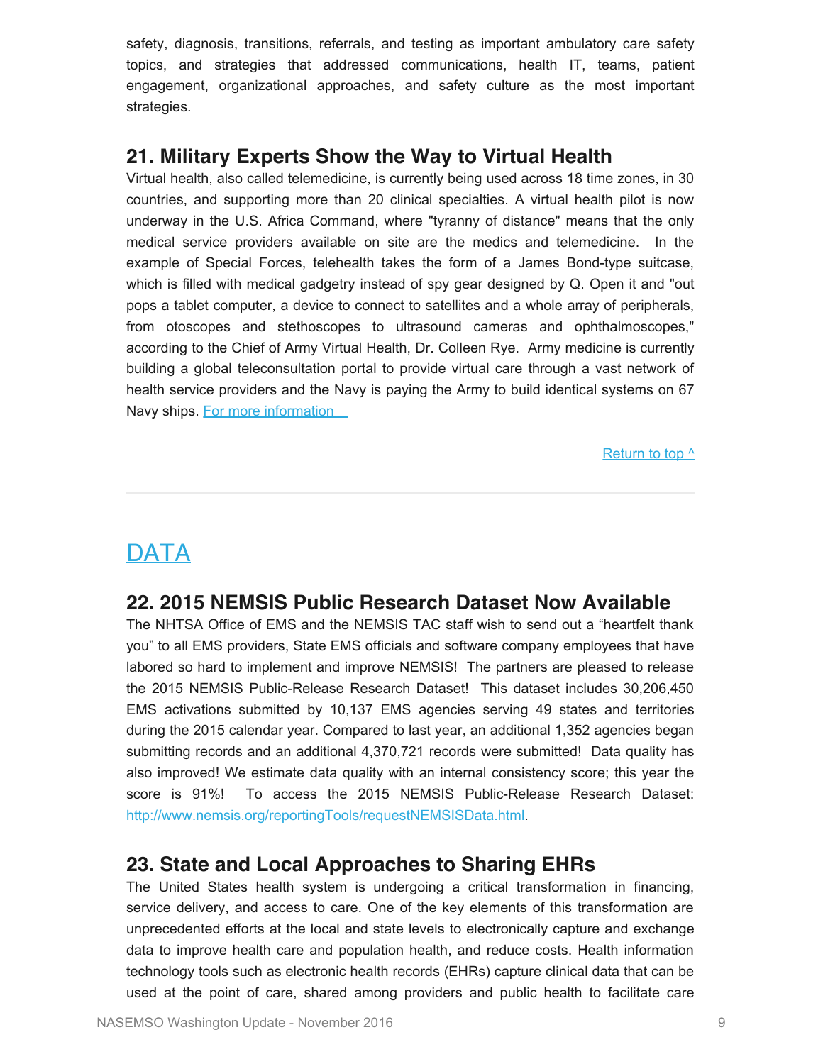safety, diagnosis, transitions, referrals, and testing as important ambulatory care safety topics, and strategies that addressed communications, health IT, teams, patient engagement, organizational approaches, and safety culture as the most important strategies.

### 21. Military Experts Show the Way to Virtual Health

Virtual health, also called telemedicine, is currently being used across 18 time zones, in 30 countries, and supporting more than 20 clinical specialties. A virtual health pilot is now underway in the U.S. Africa Command, where "tyranny of distance" means that the only medical service providers available on site are the medics and telemedicine. In the example of Special Forces, telehealth takes the form of a James Bond-type suitcase, which is filled with medical gadgetry instead of spy gear designed by Q. Open it and "out pops a tablet computer, a device to connect to satellites and a whole array of peripherals, from otoscopes and stethoscopes to ultrasound cameras and ophthalmoscopes," according to the Chief of Army Virtual Health, Dr. Colleen Rye. Army medicine is currently building a global teleconsultation portal to provide virtual care through a vast network of health service providers and the Navy is paying the Army to build identical systems on 67 Navy ships. For more information

Return to top ^

---

## DATA

### 22. 2015 NEMSIS Public Research Dataset Now Available

The NHTSA Office of EMS and the NEMSIS TAC staff wish to send out a "heartfelt thank you" to all EMS providers, State EMS officials and software company employees that have labored so hard to implement and improve NEMSIS! The partners are pleased to release the 2015 NEMSIS Public-Release Research Dataset! This dataset includes 30,206,450 EMS activations submitted by 10,137 EMS agencies serving 49 states and territories during the 2015 calendar year. Compared to last year, an additional 1,352 agencies began submitting records and an additional 4,370,721 records were submitted! Data quality has also improved! We estimate data quality with an internal consistency score; this year the score is 91%! To access the 2015 NEMSIS Public-Release Research Dataset: http://www.nemsis.org/reportingTools/requestNEMSISData.html.

### 23. State and Local Approaches to Sharing EHRs

The United States health system is undergoing a critical transformation in financing, service delivery, and access to care. One of the key elements of this transformation are unprecedented efforts at the local and state levels to electronically capture and exchange data to improve health care and population health, and reduce costs. Health information technology tools such as electronic health records (EHRs) capture clinical data that can be used at the point of care, shared among providers and public health to facilitate care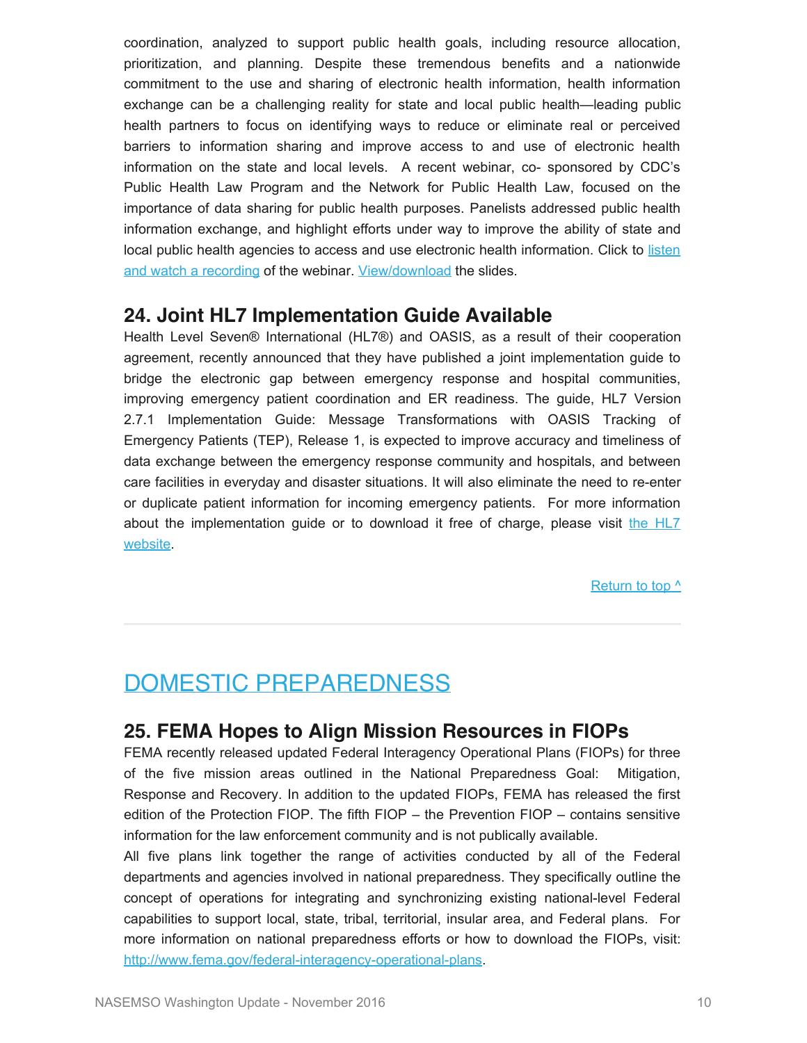coordination, analyzed to support public health goals, including resource allocation, prioritization, and planning. Despite these tremendous benefits and a nationwide commitment to the use and sharing of electronic health information, health information exchange can be a challenging reality for state and local public health—leading public health partners to focus on identifying ways to reduce or eliminate real or perceived barriers to information sharing and improve access to and use of electronic health information on the state and local levels. A recent webinar, co- sponsored by CDC's Public Health Law Program and the Network for Public Health Law, focused on the importance of data sharing for public health purposes. Panelists addressed public health information exchange, and highlight efforts under way to improve the ability of state and local public health agencies to access and use electronic health information. Click to listen and watch a recording of the webinar. View/download the slides.

## 24. Joint HL7 Implementation Guide Available

Health Level Seven® International (HL7®) and OASIS, as a result of their cooperation agreement, recently announced that they have published a joint implementation guide to bridge the electronic gap between emergency response and hospital communities, improving emergency patient coordination and ER readiness. The guide, HL7 Version 2.7.1 Implementation Guide: Message Transformations with OASIS Tracking of Emergency Patients (TEP), Release 1, is expected to improve accuracy and timeliness of data exchange between the emergency response community and hospitals, and between care facilities in everyday and disaster situations. It will also eliminate the need to re-enter or duplicate patient information for incoming emergency patients. For more information about the implementation guide or to download it free of charge, please visit the HL7 website.

Return to top ^

---

# DOMESTIC PREPAREDNESS

## 25. FEMA Hopes to Align Mission Resources in FIOPs

FEMA recently released updated Federal Interagency Operational Plans (FIOPs) for three of the five mission areas outlined in the National Preparedness Goal: Mitigation, Response and Recovery. In addition to the updated FIOPs, FEMA has released the first edition of the Protection FIOP. The fifth FIOP – the Prevention FIOP – contains sensitive information for the law enforcement community and is not publically available.

All five plans link together the range of activities conducted by all of the Federal departments and agencies involved in national preparedness. They specifically outline the concept of operations for integrating and synchronizing existing national-level Federal capabilities to support local, state, tribal, territorial, insular area, and Federal plans. For more information on national preparedness efforts or how to download the FIOPs, visit: http://www.fema.gov/federal-interagency-operational-plans.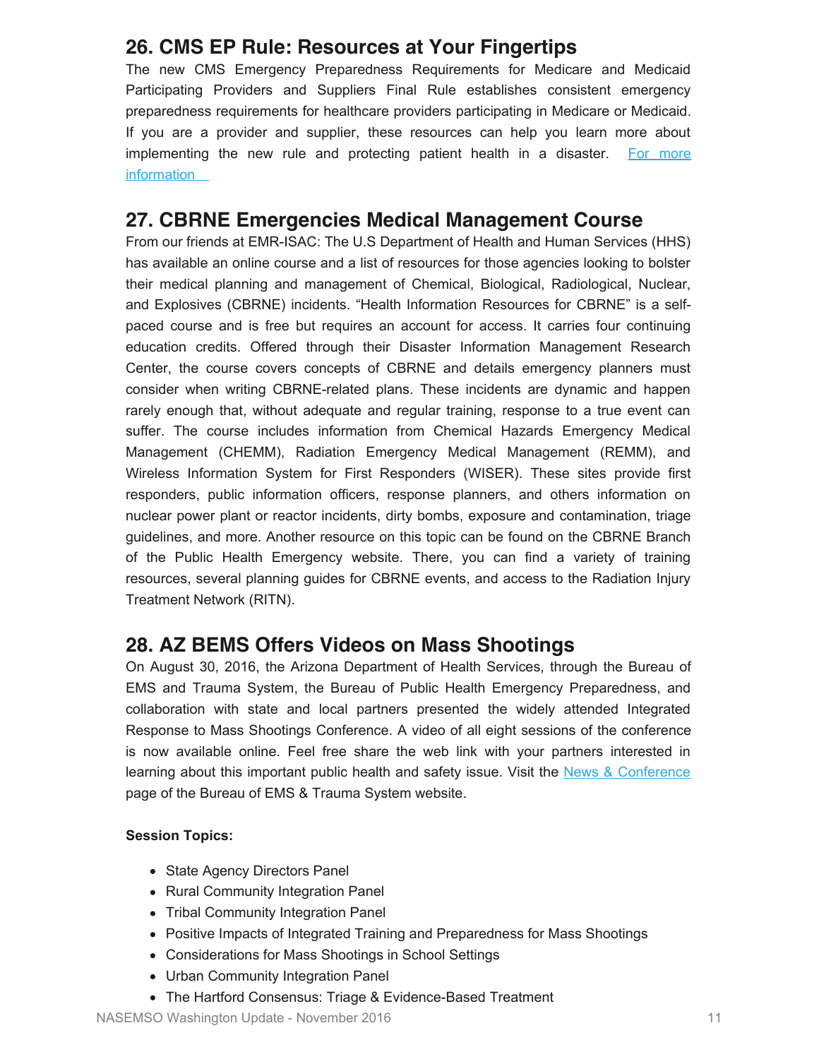## 26. CMS EP Rule: Resources at Your Fingertips

The new CMS Emergency Preparedness Requirements for Medicare and Medicaid Participating Providers and Suppliers Final Rule establishes consistent emergency preparedness requirements for healthcare providers participating in Medicare or Medicaid. If you are a provider and supplier, these resources can help you learn more about implementing the new rule and protecting patient health in a disaster. For more information

## 27. CBRNE Emergencies Medical Management Course

From our friends at EMR-ISAC: The U.S Department of Health and Human Services (HHS) has available an online course and a list of resources for those agencies looking to bolster their medical planning and management of Chemical, Biological, Radiological, Nuclear, and Explosives (CBRNE) incidents. "Health Information Resources for CBRNE" is a self-paced course and is free but requires an account for access. It carries four continuing education credits. Offered through their Disaster Information Management Research Center, the course covers concepts of CBRNE and details emergency planners must consider when writing CBRNE-related plans. These incidents are dynamic and happen rarely enough that, without adequate and regular training, response to a true event can suffer. The course includes information from Chemical Hazards Emergency Medical Management (CHEMM), Radiation Emergency Medical Management (REMM), and Wireless Information System for First Responders (WISER). These sites provide first responders, public information officers, response planners, and others information on nuclear power plant or reactor incidents, dirty bombs, exposure and contamination, triage guidelines, and more. Another resource on this topic can be found on the CBRNE Branch of the Public Health Emergency website. There, you can find a variety of training resources, several planning guides for CBRNE events, and access to the Radiation Injury Treatment Network (RITN).

## 28. AZ BEMS Offers Videos on Mass Shootings

On August 30, 2016, the Arizona Department of Health Services, through the Bureau of EMS and Trauma System, the Bureau of Public Health Emergency Preparedness, and collaboration with state and local partners presented the widely attended Integrated Response to Mass Shootings Conference. A video of all eight sessions of the conference is now available online. Feel free share the web link with your partners interested in learning about this important public health and safety issue. Visit the News & Conference page of the Bureau of EMS & Trauma System website.

**Session Topics:**

- State Agency Directors Panel
- Rural Community Integration Panel
- Tribal Community Integration Panel
- Positive Impacts of Integrated Training and Preparedness for Mass Shootings
- Considerations for Mass Shootings in School Settings
- Urban Community Integration Panel
- The Hartford Consensus: Triage & Evidence-Based Treatment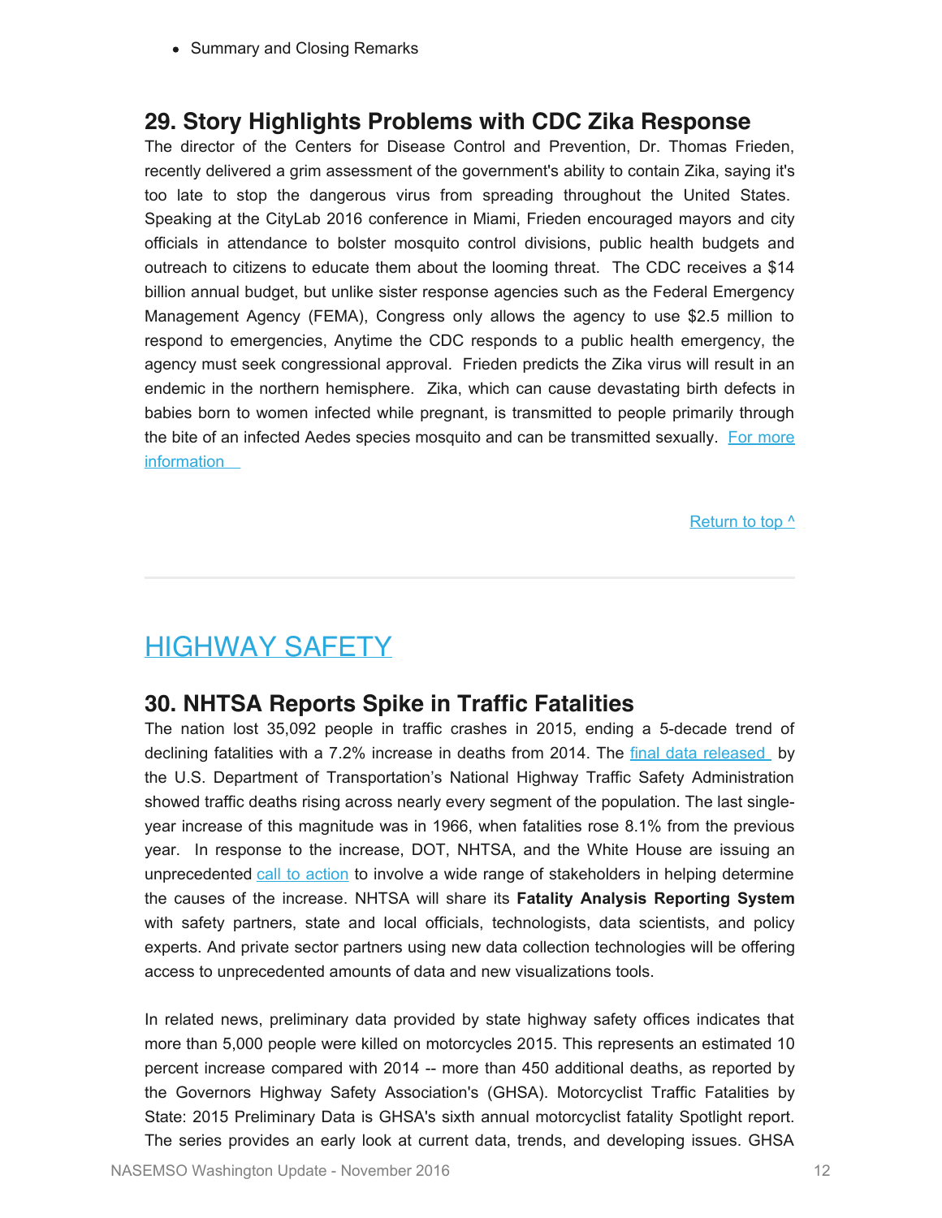- Summary and Closing Remarks

## 29. Story Highlights Problems with CDC Zika Response

The director of the Centers for Disease Control and Prevention, Dr. Thomas Frieden, recently delivered a grim assessment of the government's ability to contain Zika, saying it's too late to stop the dangerous virus from spreading throughout the United States. Speaking at the CityLab 2016 conference in Miami, Frieden encouraged mayors and city officials in attendance to bolster mosquito control divisions, public health budgets and outreach to citizens to educate them about the looming threat. The CDC receives a $14 billion annual budget, but unlike sister response agencies such as the Federal Emergency Management Agency (FEMA), Congress only allows the agency to use $2.5 million to respond to emergencies, Anytime the CDC responds to a public health emergency, the agency must seek congressional approval. Frieden predicts the Zika virus will result in an endemic in the northern hemisphere. Zika, which can cause devastating birth defects in babies born to women infected while pregnant, is transmitted to people primarily through the bite of an infected Aedes species mosquito and can be transmitted sexually. For more information

Return to top ^

# HIGHWAY SAFETY

## 30. NHTSA Reports Spike in Traffic Fatalities

The nation lost 35,092 people in traffic crashes in 2015, ending a 5-decade trend of declining fatalities with a 7.2% increase in deaths from 2014. The final data released by the U.S. Department of Transportation's National Highway Traffic Safety Administration showed traffic deaths rising across nearly every segment of the population. The last single-year increase of this magnitude was in 1966, when fatalities rose 8.1% from the previous year. In response to the increase, DOT, NHTSA, and the White House are issuing an unprecedented call to action to involve a wide range of stakeholders in helping determine the causes of the increase. NHTSA will share its **Fatality Analysis Reporting System** with safety partners, state and local officials, technologists, data scientists, and policy experts. And private sector partners using new data collection technologies will be offering access to unprecedented amounts of data and new visualizations tools.

In related news, preliminary data provided by state highway safety offices indicates that more than 5,000 people were killed on motorcycles 2015. This represents an estimated 10 percent increase compared with 2014 -- more than 450 additional deaths, as reported by the Governors Highway Safety Association's (GHSA). Motorcyclist Traffic Fatalities by State: 2015 Preliminary Data is GHSA's sixth annual motorcyclist fatality Spotlight report. The series provides an early look at current data, trends, and developing issues. GHSA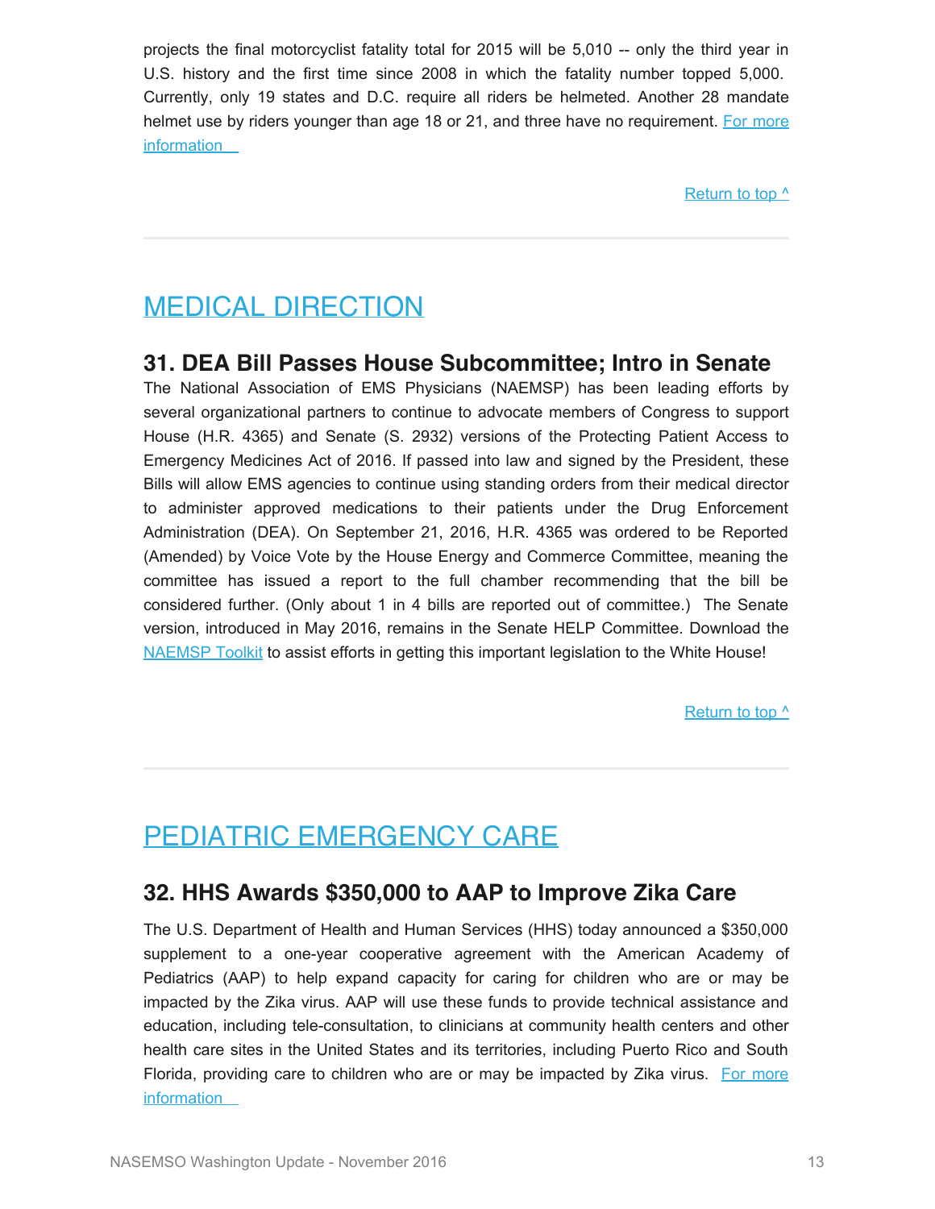projects the final motorcyclist fatality total for 2015 will be 5,010 -- only the third year in U.S. history and the first time since 2008 in which the fatality number topped 5,000. Currently, only 19 states and D.C. require all riders be helmeted. Another 28 mandate helmet use by riders younger than age 18 or 21, and three have no requirement. [For more information](#)

[Return to top ^](#)

---

# MEDICAL DIRECTION

## 31. DEA Bill Passes House Subcommittee; Intro in Senate

The National Association of EMS Physicians (NAEMSP) has been leading efforts by several organizational partners to continue to advocate members of Congress to support House (H.R. 4365) and Senate (S. 2932) versions of the Protecting Patient Access to Emergency Medicines Act of 2016. If passed into law and signed by the President, these Bills will allow EMS agencies to continue using standing orders from their medical director to administer approved medications to their patients under the Drug Enforcement Administration (DEA). On September 21, 2016, H.R. 4365 was ordered to be Reported (Amended) by Voice Vote by the House Energy and Commerce Committee, meaning the committee has issued a report to the full chamber recommending that the bill be considered further. (Only about 1 in 4 bills are reported out of committee.) The Senate version, introduced in May 2016, remains in the Senate HELP Committee. Download the [NAEMSP Toolkit](#) to assist efforts in getting this important legislation to the White House!

[Return to top ^](#)

---

# PEDIATRIC EMERGENCY CARE

## 32. HHS Awards $350,000 to AAP to Improve Zika Care

The U.S. Department of Health and Human Services (HHS) today announced a $350,000 supplement to a one-year cooperative agreement with the American Academy of Pediatrics (AAP) to help expand capacity for caring for children who are or may be impacted by the Zika virus. AAP will use these funds to provide technical assistance and education, including tele-consultation, to clinicians at community health centers and other health care sites in the United States and its territories, including Puerto Rico and South Florida, providing care to children who are or may be impacted by Zika virus. [For more information](#)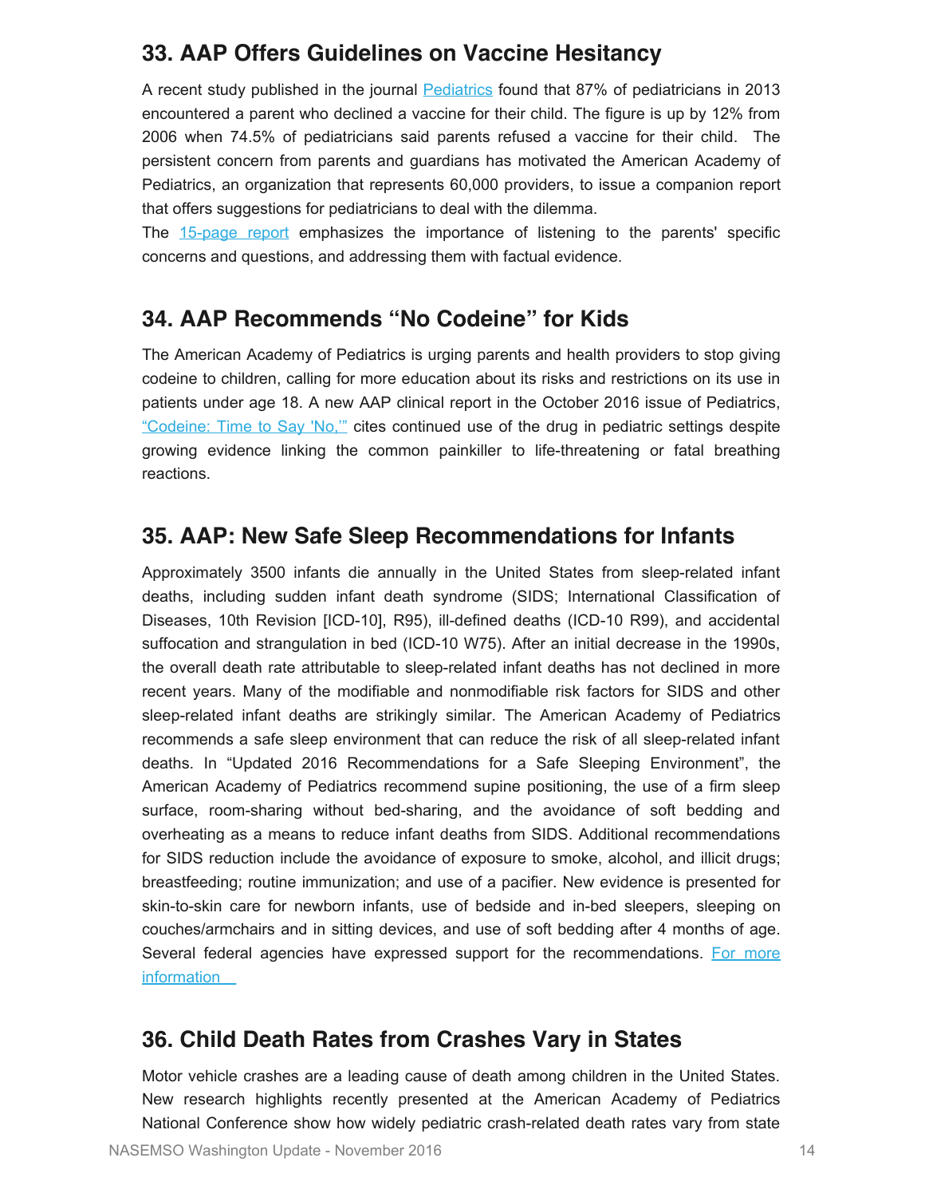## 33. AAP Offers Guidelines on Vaccine Hesitancy

A recent study published in the journal [Pediatrics](#) found that 87% of pediatricians in 2013 encountered a parent who declined a vaccine for their child. The figure is up by 12% from 2006 when 74.5% of pediatricians said parents refused a vaccine for their child. The persistent concern from parents and guardians has motivated the American Academy of Pediatrics, an organization that represents 60,000 providers, to issue a companion report that offers suggestions for pediatricians to deal with the dilemma.

The [15-page report](#) emphasizes the importance of listening to the parents' specific concerns and questions, and addressing them with factual evidence.

## 34. AAP Recommends "No Codeine" for Kids

The American Academy of Pediatrics is urging parents and health providers to stop giving codeine to children, calling for more education about its risks and restrictions on its use in patients under age 18. A new AAP clinical report in the October 2016 issue of Pediatrics, ["Codeine: Time to Say 'No,'"](#) cites continued use of the drug in pediatric settings despite growing evidence linking the common painkiller to life-threatening or fatal breathing reactions.

## 35. AAP: New Safe Sleep Recommendations for Infants

Approximately 3500 infants die annually in the United States from sleep-related infant deaths, including sudden infant death syndrome (SIDS; International Classification of Diseases, 10th Revision [ICD-10], R95), ill-defined deaths (ICD-10 R99), and accidental suffocation and strangulation in bed (ICD-10 W75). After an initial decrease in the 1990s, the overall death rate attributable to sleep-related infant deaths has not declined in more recent years. Many of the modifiable and nonmodifiable risk factors for SIDS and other sleep-related infant deaths are strikingly similar. The American Academy of Pediatrics recommends a safe sleep environment that can reduce the risk of all sleep-related infant deaths. In "Updated 2016 Recommendations for a Safe Sleeping Environment", the American Academy of Pediatrics recommend supine positioning, the use of a firm sleep surface, room-sharing without bed-sharing, and the avoidance of soft bedding and overheating as a means to reduce infant deaths from SIDS. Additional recommendations for SIDS reduction include the avoidance of exposure to smoke, alcohol, and illicit drugs; breastfeeding; routine immunization; and use of a pacifier. New evidence is presented for skin-to-skin care for newborn infants, use of bedside and in-bed sleepers, sleeping on couches/armchairs and in sitting devices, and use of soft bedding after 4 months of age. Several federal agencies have expressed support for the recommendations. [For more information](#)

## 36. Child Death Rates from Crashes Vary in States

Motor vehicle crashes are a leading cause of death among children in the United States. New research highlights recently presented at the American Academy of Pediatrics National Conference show how widely pediatric crash-related death rates vary from state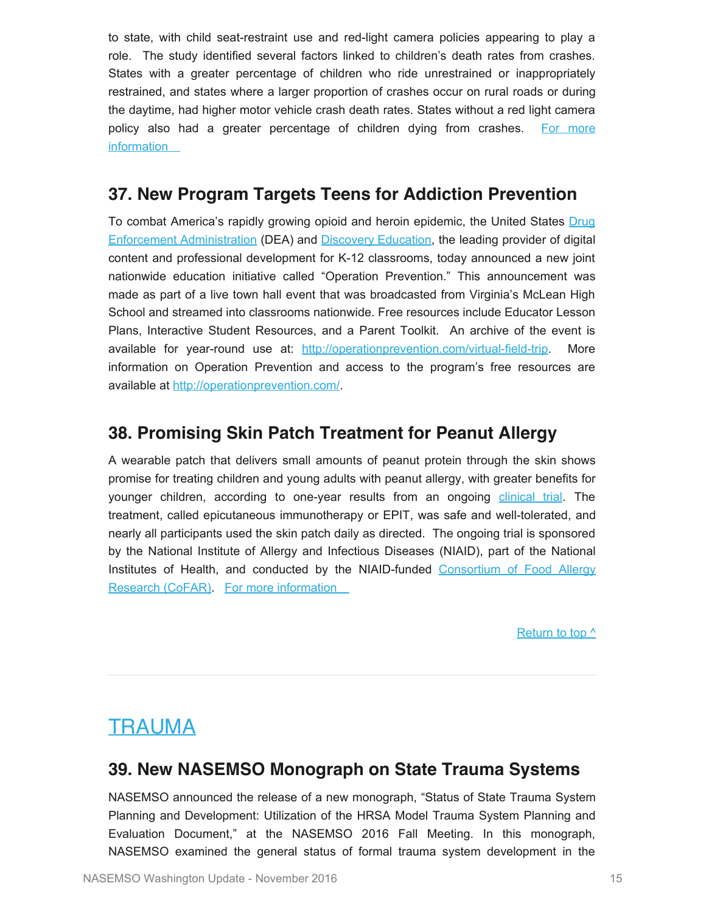to state, with child seat-restraint use and red-light camera policies appearing to play a role. The study identified several factors linked to children's death rates from crashes. States with a greater percentage of children who ride unrestrained or inappropriately restrained, and states where a larger proportion of crashes occur on rural roads or during the daytime, had higher motor vehicle crash death rates. States without a red light camera policy also had a greater percentage of children dying from crashes. [For more information](#)

## 37. New Program Targets Teens for Addiction Prevention

To combat America's rapidly growing opioid and heroin epidemic, the United States [Drug Enforcement Administration](#) (DEA) and [Discovery Education](#), the leading provider of digital content and professional development for K-12 classrooms, today announced a new joint nationwide education initiative called "Operation Prevention." This announcement was made as part of a live town hall event that was broadcasted from Virginia's McLean High School and streamed into classrooms nationwide. Free resources include Educator Lesson Plans, Interactive Student Resources, and a Parent Toolkit. An archive of the event is available for year-round use at: [http://operationprevention.com/virtual-field-trip](http://operationprevention.com/virtual-field-trip). More information on Operation Prevention and access to the program's free resources are available at [http://operationprevention.com/](http://operationprevention.com/).

## 38. Promising Skin Patch Treatment for Peanut Allergy

A wearable patch that delivers small amounts of peanut protein through the skin shows promise for treating children and young adults with peanut allergy, with greater benefits for younger children, according to one-year results from an ongoing [clinical trial](#). The treatment, called epicutaneous immunotherapy or EPIT, was safe and well-tolerated, and nearly all participants used the skin patch daily as directed. The ongoing trial is sponsored by the National Institute of Allergy and Infectious Diseases (NIAID), part of the National Institutes of Health, and conducted by the NIAID-funded [Consortium of Food Allergy Research (CoFAR)](#). [For more information](#)

[Return to top ^](#)

---

# TRAUMA

## 39. New NASEMSO Monograph on State Trauma Systems

NASEMSO announced the release of a new monograph, "Status of State Trauma System Planning and Development: Utilization of the HRSA Model Trauma System Planning and Evaluation Document," at the NASEMSO 2016 Fall Meeting. In this monograph, NASEMSO examined the general status of formal trauma system development in the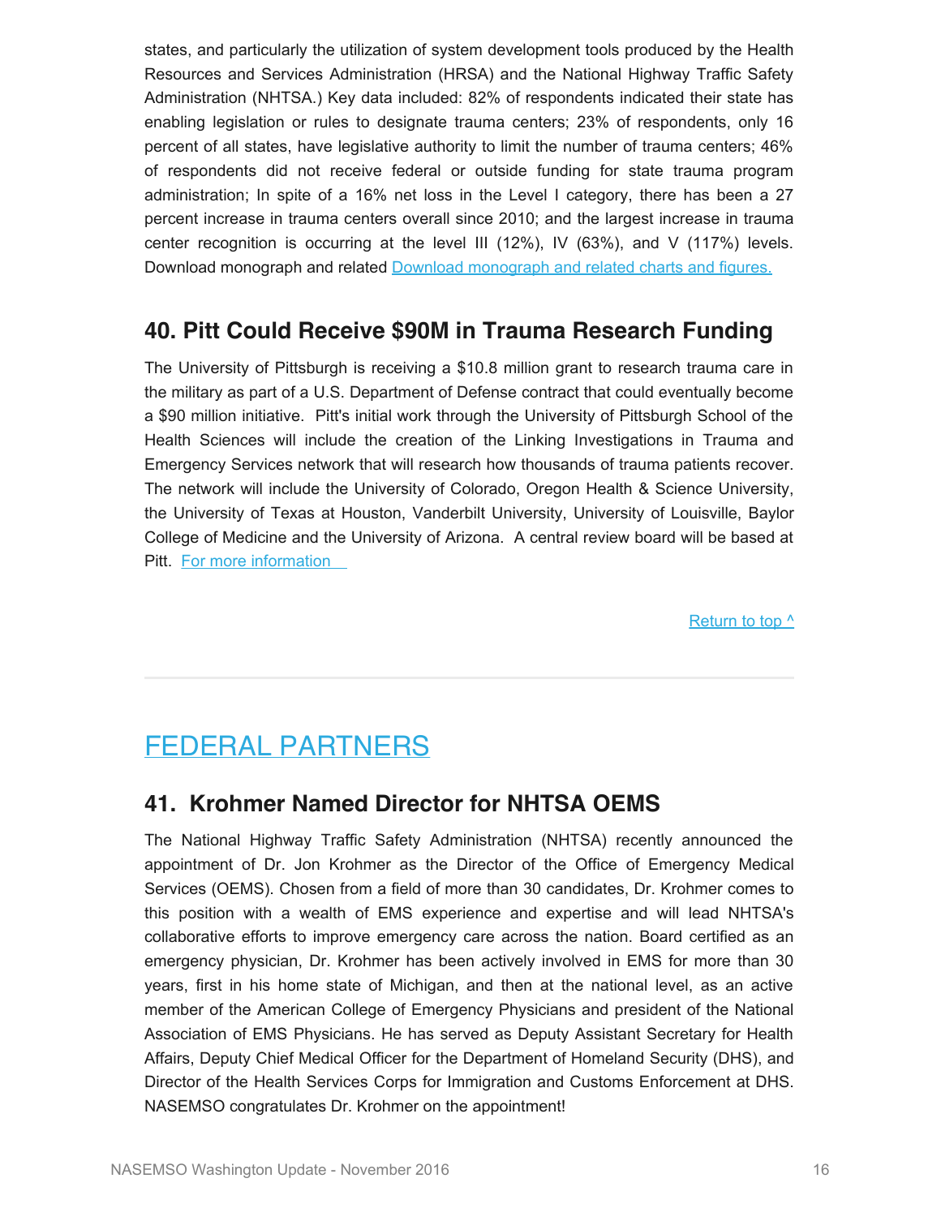states, and particularly the utilization of system development tools produced by the Health Resources and Services Administration (HRSA) and the National Highway Traffic Safety Administration (NHTSA.) Key data included: 82% of respondents indicated their state has enabling legislation or rules to designate trauma centers; 23% of respondents, only 16 percent of all states, have legislative authority to limit the number of trauma centers; 46% of respondents did not receive federal or outside funding for state trauma program administration; In spite of a 16% net loss in the Level I category, there has been a 27 percent increase in trauma centers overall since 2010; and the largest increase in trauma center recognition is occurring at the level III (12%), IV (63%), and V (117%) levels. Download monograph and related [Download monograph and related charts and figures.]

## 40. Pitt Could Receive $90M in Trauma Research Funding

The University of Pittsburgh is receiving a $10.8 million grant to research trauma care in the military as part of a U.S. Department of Defense contract that could eventually become a $90 million initiative. Pitt's initial work through the University of Pittsburgh School of the Health Sciences will include the creation of the Linking Investigations in Trauma and Emergency Services network that will research how thousands of trauma patients recover. The network will include the University of Colorado, Oregon Health & Science University, the University of Texas at Houston, Vanderbilt University, University of Louisville, Baylor College of Medicine and the University of Arizona. A central review board will be based at Pitt. [For more information]

[Return to top ^]

# FEDERAL PARTNERS

## 41. Krohmer Named Director for NHTSA OEMS

The National Highway Traffic Safety Administration (NHTSA) recently announced the appointment of Dr. Jon Krohmer as the Director of the Office of Emergency Medical Services (OEMS). Chosen from a field of more than 30 candidates, Dr. Krohmer comes to this position with a wealth of EMS experience and expertise and will lead NHTSA's collaborative efforts to improve emergency care across the nation. Board certified as an emergency physician, Dr. Krohmer has been actively involved in EMS for more than 30 years, first in his home state of Michigan, and then at the national level, as an active member of the American College of Emergency Physicians and president of the National Association of EMS Physicians. He has served as Deputy Assistant Secretary for Health Affairs, Deputy Chief Medical Officer for the Department of Homeland Security (DHS), and Director of the Health Services Corps for Immigration and Customs Enforcement at DHS. NASEMSO congratulates Dr. Krohmer on the appointment!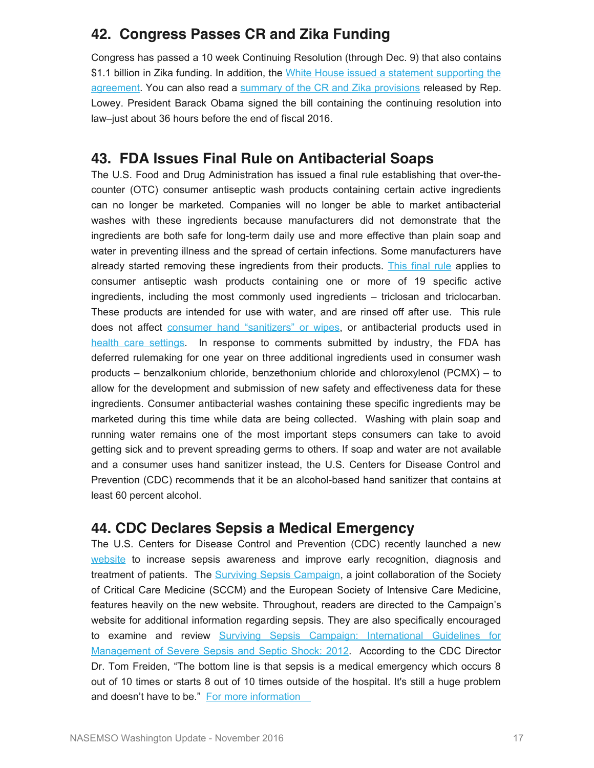## 42. Congress Passes CR and Zika Funding

Congress has passed a 10 week Continuing Resolution (through Dec. 9) that also contains $1.1 billion in Zika funding. In addition, the White House issued a statement supporting the agreement. You can also read a summary of the CR and Zika provisions released by Rep. Lowey. President Barack Obama signed the bill containing the continuing resolution into law–just about 36 hours before the end of fiscal 2016.

## 43. FDA Issues Final Rule on Antibacterial Soaps

The U.S. Food and Drug Administration has issued a final rule establishing that over-the-counter (OTC) consumer antiseptic wash products containing certain active ingredients can no longer be marketed. Companies will no longer be able to market antibacterial washes with these ingredients because manufacturers did not demonstrate that the ingredients are both safe for long-term daily use and more effective than plain soap and water in preventing illness and the spread of certain infections. Some manufacturers have already started removing these ingredients from their products. This final rule applies to consumer antiseptic wash products containing one or more of 19 specific active ingredients, including the most commonly used ingredients – triclosan and triclocarban. These products are intended for use with water, and are rinsed off after use. This rule does not affect consumer hand "sanitizers" or wipes, or antibacterial products used in health care settings. In response to comments submitted by industry, the FDA has deferred rulemaking for one year on three additional ingredients used in consumer wash products – benzalkonium chloride, benzethonium chloride and chloroxylenol (PCMX) – to allow for the development and submission of new safety and effectiveness data for these ingredients. Consumer antibacterial washes containing these specific ingredients may be marketed during this time while data are being collected. Washing with plain soap and running water remains one of the most important steps consumers can take to avoid getting sick and to prevent spreading germs to others. If soap and water are not available and a consumer uses hand sanitizer instead, the U.S. Centers for Disease Control and Prevention (CDC) recommends that it be an alcohol-based hand sanitizer that contains at least 60 percent alcohol.

## 44. CDC Declares Sepsis a Medical Emergency

The U.S. Centers for Disease Control and Prevention (CDC) recently launched a new website to increase sepsis awareness and improve early recognition, diagnosis and treatment of patients. The Surviving Sepsis Campaign, a joint collaboration of the Society of Critical Care Medicine (SCCM) and the European Society of Intensive Care Medicine, features heavily on the new website. Throughout, readers are directed to the Campaign's website for additional information regarding sepsis. They are also specifically encouraged to examine and review Surviving Sepsis Campaign: International Guidelines for Management of Severe Sepsis and Septic Shock: 2012. According to the CDC Director Dr. Tom Freiden, "The bottom line is that sepsis is a medical emergency which occurs 8 out of 10 times or starts 8 out of 10 times outside of the hospital. It's still a huge problem and doesn't have to be." For more information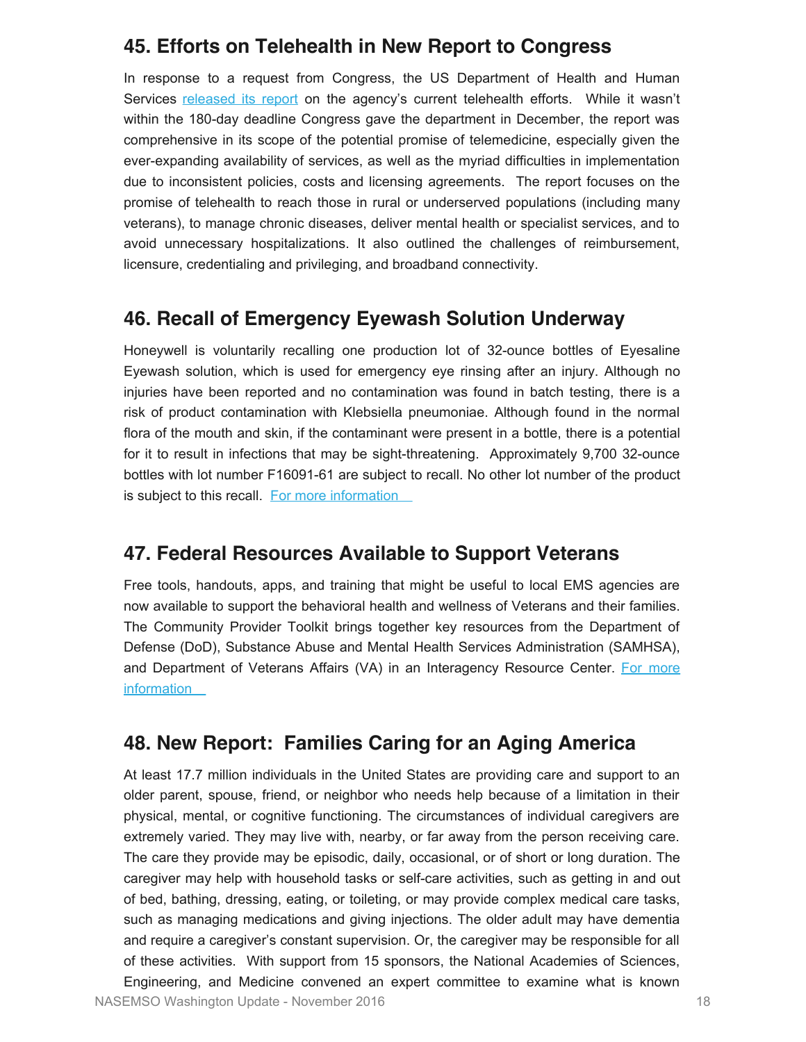## 45. Efforts on Telehealth in New Report to Congress

In response to a request from Congress, the US Department of Health and Human Services released its report on the agency's current telehealth efforts. While it wasn't within the 180-day deadline Congress gave the department in December, the report was comprehensive in its scope of the potential promise of telemedicine, especially given the ever-expanding availability of services, as well as the myriad difficulties in implementation due to inconsistent policies, costs and licensing agreements. The report focuses on the promise of telehealth to reach those in rural or underserved populations (including many veterans), to manage chronic diseases, deliver mental health or specialist services, and to avoid unnecessary hospitalizations. It also outlined the challenges of reimbursement, licensure, credentialing and privileging, and broadband connectivity.

## 46. Recall of Emergency Eyewash Solution Underway

Honeywell is voluntarily recalling one production lot of 32-ounce bottles of Eyesaline Eyewash solution, which is used for emergency eye rinsing after an injury. Although no injuries have been reported and no contamination was found in batch testing, there is a risk of product contamination with Klebsiella pneumoniae. Although found in the normal flora of the mouth and skin, if the contaminant were present in a bottle, there is a potential for it to result in infections that may be sight-threatening. Approximately 9,700 32-ounce bottles with lot number F16091-61 are subject to recall. No other lot number of the product is subject to this recall. For more information

## 47. Federal Resources Available to Support Veterans

Free tools, handouts, apps, and training that might be useful to local EMS agencies are now available to support the behavioral health and wellness of Veterans and their families. The Community Provider Toolkit brings together key resources from the Department of Defense (DoD), Substance Abuse and Mental Health Services Administration (SAMHSA), and Department of Veterans Affairs (VA) in an Interagency Resource Center. For more information

## 48. New Report: Families Caring for an Aging America

At least 17.7 million individuals in the United States are providing care and support to an older parent, spouse, friend, or neighbor who needs help because of a limitation in their physical, mental, or cognitive functioning. The circumstances of individual caregivers are extremely varied. They may live with, nearby, or far away from the person receiving care. The care they provide may be episodic, daily, occasional, or of short or long duration. The caregiver may help with household tasks or self-care activities, such as getting in and out of bed, bathing, dressing, eating, or toileting, or may provide complex medical care tasks, such as managing medications and giving injections. The older adult may have dementia and require a caregiver's constant supervision. Or, the caregiver may be responsible for all of these activities. With support from 15 sponsors, the National Academies of Sciences, Engineering, and Medicine convened an expert committee to examine what is known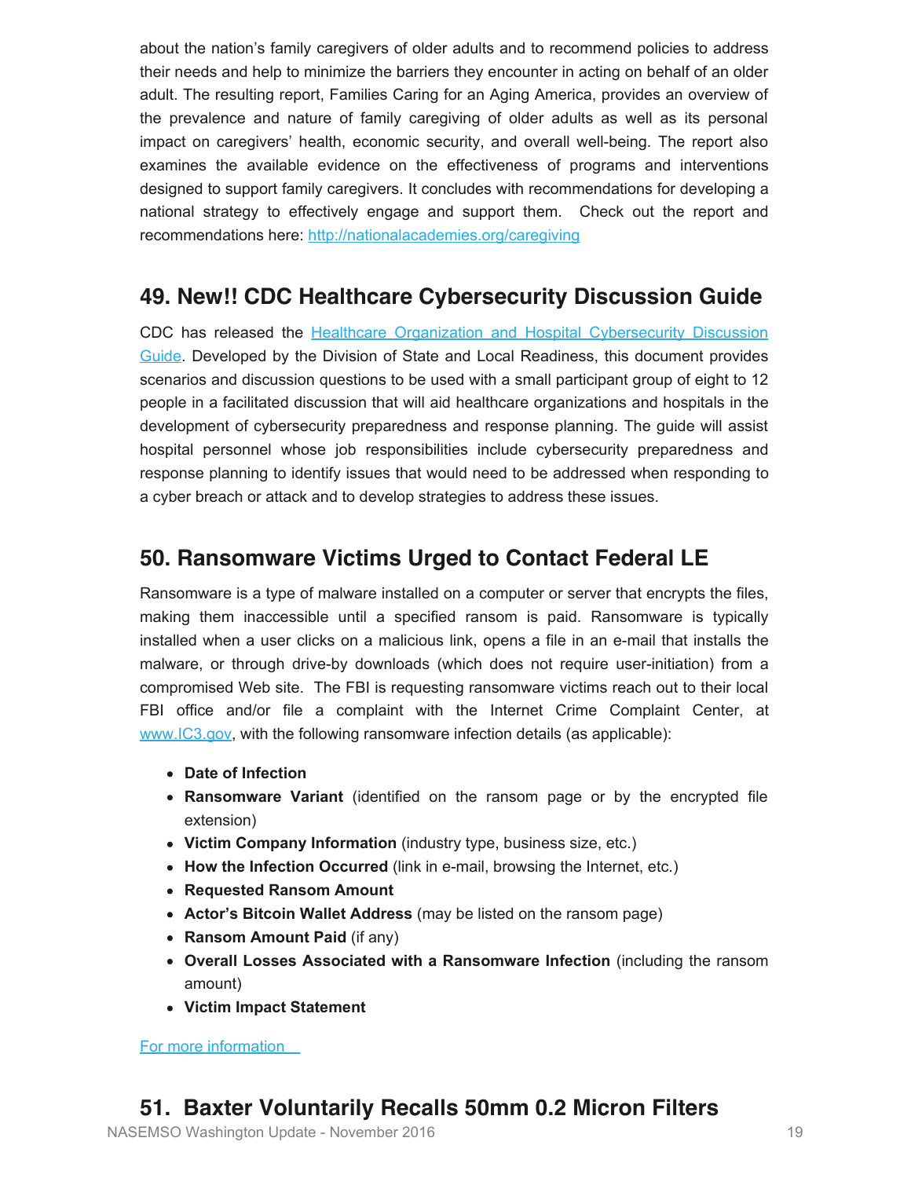about the nation's family caregivers of older adults and to recommend policies to address their needs and help to minimize the barriers they encounter in acting on behalf of an older adult. The resulting report, Families Caring for an Aging America, provides an overview of the prevalence and nature of family caregiving of older adults as well as its personal impact on caregivers' health, economic security, and overall well-being. The report also examines the available evidence on the effectiveness of programs and interventions designed to support family caregivers. It concludes with recommendations for developing a national strategy to effectively engage and support them. Check out the report and recommendations here: [http://nationalacademies.org/caregiving](http://nationalacademies.org/caregiving)

## 49. New!! CDC Healthcare Cybersecurity Discussion Guide

CDC has released the [Healthcare Organization and Hospital Cybersecurity Discussion Guide](). Developed by the Division of State and Local Readiness, this document provides scenarios and discussion questions to be used with a small participant group of eight to 12 people in a facilitated discussion that will aid healthcare organizations and hospitals in the development of cybersecurity preparedness and response planning. The guide will assist hospital personnel whose job responsibilities include cybersecurity preparedness and response planning to identify issues that would need to be addressed when responding to a cyber breach or attack and to develop strategies to address these issues.

## 50. Ransomware Victims Urged to Contact Federal LE

Ransomware is a type of malware installed on a computer or server that encrypts the files, making them inaccessible until a specified ransom is paid. Ransomware is typically installed when a user clicks on a malicious link, opens a file in an e-mail that installs the malware, or through drive-by downloads (which does not require user-initiation) from a compromised Web site. The FBI is requesting ransomware victims reach out to their local FBI office and/or file a complaint with the Internet Crime Complaint Center, at [www.IC3.gov](http://www.IC3.gov), with the following ransomware infection details (as applicable):

- **Date of Infection**
- **Ransomware Variant** (identified on the ransom page or by the encrypted file extension)
- **Victim Company Information** (industry type, business size, etc.)
- **How the Infection Occurred** (link in e-mail, browsing the Internet, etc.)
- **Requested Ransom Amount**
- **Actor's Bitcoin Wallet Address** (may be listed on the ransom page)
- **Ransom Amount Paid** (if any)
- **Overall Losses Associated with a Ransomware Infection** (including the ransom amount)
- **Victim Impact Statement**

[For more information]()

## 51. Baxter Voluntarily Recalls 50mm 0.2 Micron Filters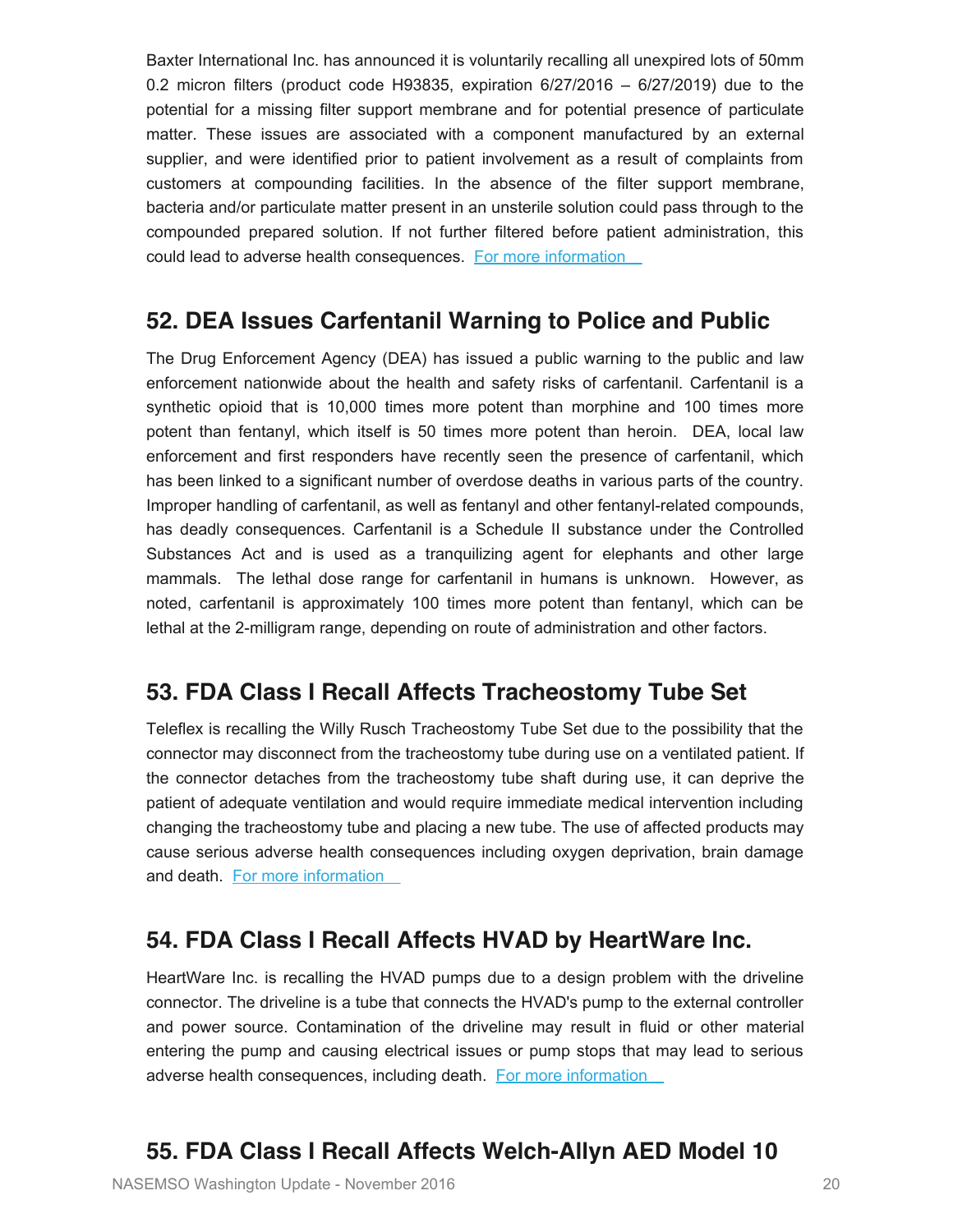Baxter International Inc. has announced it is voluntarily recalling all unexpired lots of 50mm 0.2 micron filters (product code H93835, expiration 6/27/2016 – 6/27/2019) due to the potential for a missing filter support membrane and for potential presence of particulate matter. These issues are associated with a component manufactured by an external supplier, and were identified prior to patient involvement as a result of complaints from customers at compounding facilities. In the absence of the filter support membrane, bacteria and/or particulate matter present in an unsterile solution could pass through to the compounded prepared solution. If not further filtered before patient administration, this could lead to adverse health consequences. For more information

## 52. DEA Issues Carfentanil Warning to Police and Public

The Drug Enforcement Agency (DEA) has issued a public warning to the public and law enforcement nationwide about the health and safety risks of carfentanil. Carfentanil is a synthetic opioid that is 10,000 times more potent than morphine and 100 times more potent than fentanyl, which itself is 50 times more potent than heroin. DEA, local law enforcement and first responders have recently seen the presence of carfentanil, which has been linked to a significant number of overdose deaths in various parts of the country. Improper handling of carfentanil, as well as fentanyl and other fentanyl-related compounds, has deadly consequences. Carfentanil is a Schedule II substance under the Controlled Substances Act and is used as a tranquilizing agent for elephants and other large mammals. The lethal dose range for carfentanil in humans is unknown. However, as noted, carfentanil is approximately 100 times more potent than fentanyl, which can be lethal at the 2-milligram range, depending on route of administration and other factors.

## 53. FDA Class I Recall Affects Tracheostomy Tube Set

Teleflex is recalling the Willy Rusch Tracheostomy Tube Set due to the possibility that the connector may disconnect from the tracheostomy tube during use on a ventilated patient. If the connector detaches from the tracheostomy tube shaft during use, it can deprive the patient of adequate ventilation and would require immediate medical intervention including changing the tracheostomy tube and placing a new tube. The use of affected products may cause serious adverse health consequences including oxygen deprivation, brain damage and death. For more information

## 54. FDA Class I Recall Affects HVAD by HeartWare Inc.

HeartWare Inc. is recalling the HVAD pumps due to a design problem with the driveline connector. The driveline is a tube that connects the HVAD's pump to the external controller and power source. Contamination of the driveline may result in fluid or other material entering the pump and causing electrical issues or pump stops that may lead to serious adverse health consequences, including death. For more information

## 55. FDA Class I Recall Affects Welch-Allyn AED Model 10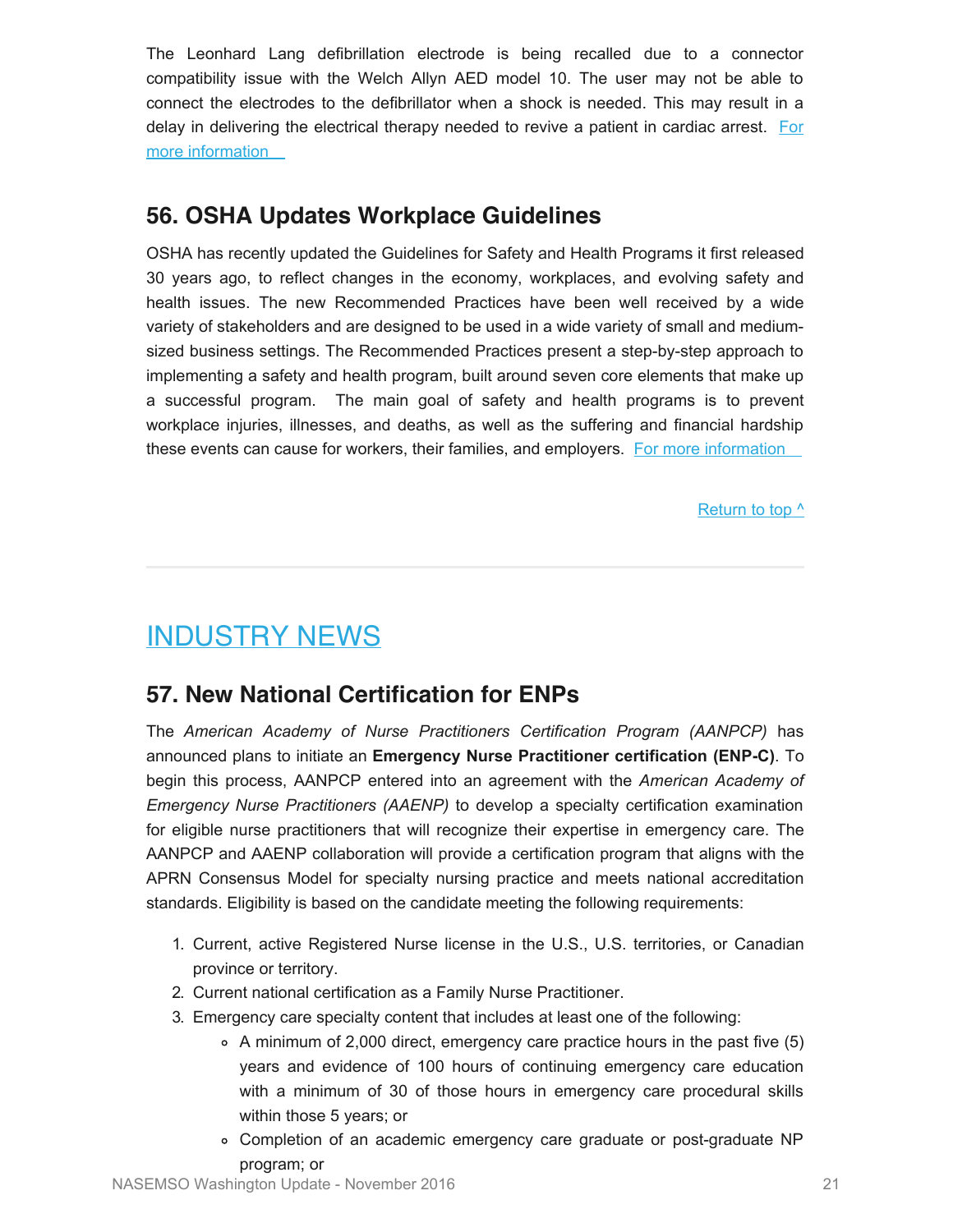The Leonhard Lang defibrillation electrode is being recalled due to a connector compatibility issue with the Welch Allyn AED model 10. The user may not be able to connect the electrodes to the defibrillator when a shock is needed. This may result in a delay in delivering the electrical therapy needed to revive a patient in cardiac arrest. For more information

## 56. OSHA Updates Workplace Guidelines

OSHA has recently updated the Guidelines for Safety and Health Programs it first released 30 years ago, to reflect changes in the economy, workplaces, and evolving safety and health issues. The new Recommended Practices have been well received by a wide variety of stakeholders and are designed to be used in a wide variety of small and medium-sized business settings. The Recommended Practices present a step-by-step approach to implementing a safety and health program, built around seven core elements that make up a successful program. The main goal of safety and health programs is to prevent workplace injuries, illnesses, and deaths, as well as the suffering and financial hardship these events can cause for workers, their families, and employers. For more information

Return to top ^

---

# INDUSTRY NEWS

## 57. New National Certification for ENPs

The *American Academy of Nurse Practitioners Certification Program (AANPCP)* has announced plans to initiate an **Emergency Nurse Practitioner certification (ENP-C)**. To begin this process, AANPCP entered into an agreement with the *American Academy of Emergency Nurse Practitioners (AAENP)* to develop a specialty certification examination for eligible nurse practitioners that will recognize their expertise in emergency care. The AANPCP and AAENP collaboration will provide a certification program that aligns with the APRN Consensus Model for specialty nursing practice and meets national accreditation standards. Eligibility is based on the candidate meeting the following requirements:

1. Current, active Registered Nurse license in the U.S., U.S. territories, or Canadian province or territory.
2. Current national certification as a Family Nurse Practitioner.
3. Emergency care specialty content that includes at least one of the following:
    - A minimum of 2,000 direct, emergency care practice hours in the past five (5) years and evidence of 100 hours of continuing emergency care education with a minimum of 30 of those hours in emergency care procedural skills within those 5 years; or
    - Completion of an academic emergency care graduate or post-graduate NP program; or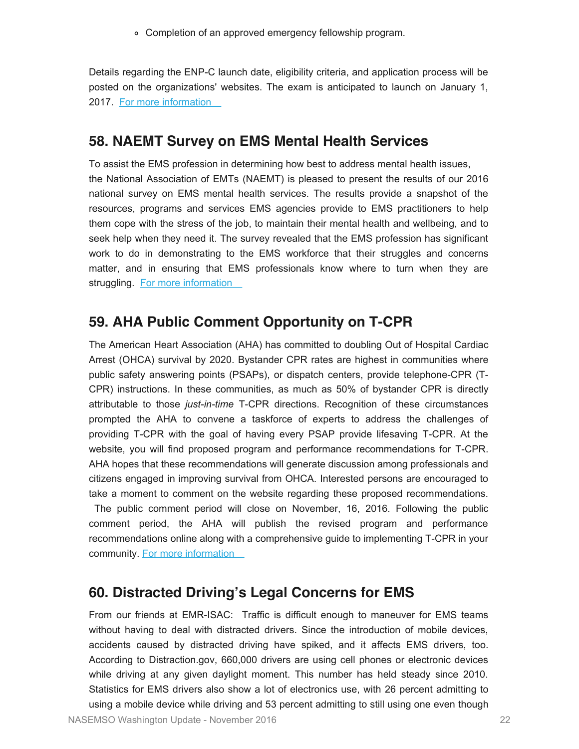- Completion of an approved emergency fellowship program.

Details regarding the ENP-C launch date, eligibility criteria, and application process will be posted on the organizations' websites. The exam is anticipated to launch on January 1, 2017. For more information

## 58. NAEMT Survey on EMS Mental Health Services

To assist the EMS profession in determining how best to address mental health issues, the National Association of EMTs (NAEMT) is pleased to present the results of our 2016 national survey on EMS mental health services. The results provide a snapshot of the resources, programs and services EMS agencies provide to EMS practitioners to help them cope with the stress of the job, to maintain their mental health and wellbeing, and to seek help when they need it. The survey revealed that the EMS profession has significant work to do in demonstrating to the EMS workforce that their struggles and concerns matter, and in ensuring that EMS professionals know where to turn when they are struggling. For more information

## 59. AHA Public Comment Opportunity on T-CPR

The American Heart Association (AHA) has committed to doubling Out of Hospital Cardiac Arrest (OHCA) survival by 2020. Bystander CPR rates are highest in communities where public safety answering points (PSAPs), or dispatch centers, provide telephone-CPR (T-CPR) instructions. In these communities, as much as 50% of bystander CPR is directly attributable to those *just-in-time* T-CPR directions. Recognition of these circumstances prompted the AHA to convene a taskforce of experts to address the challenges of providing T-CPR with the goal of having every PSAP provide lifesaving T-CPR. At the website, you will find proposed program and performance recommendations for T-CPR. AHA hopes that these recommendations will generate discussion among professionals and citizens engaged in improving survival from OHCA. Interested persons are encouraged to take a moment to comment on the website regarding these proposed recommendations. The public comment period will close on November, 16, 2016. Following the public comment period, the AHA will publish the revised program and performance recommendations online along with a comprehensive guide to implementing T-CPR in your community. For more information

## 60. Distracted Driving's Legal Concerns for EMS

From our friends at EMR-ISAC: Traffic is difficult enough to maneuver for EMS teams without having to deal with distracted drivers. Since the introduction of mobile devices, accidents caused by distracted driving have spiked, and it affects EMS drivers, too. According to Distraction.gov, 660,000 drivers are using cell phones or electronic devices while driving at any given daylight moment. This number has held steady since 2010. Statistics for EMS drivers also show a lot of electronics use, with 26 percent admitting to using a mobile device while driving and 53 percent admitting to still using one even though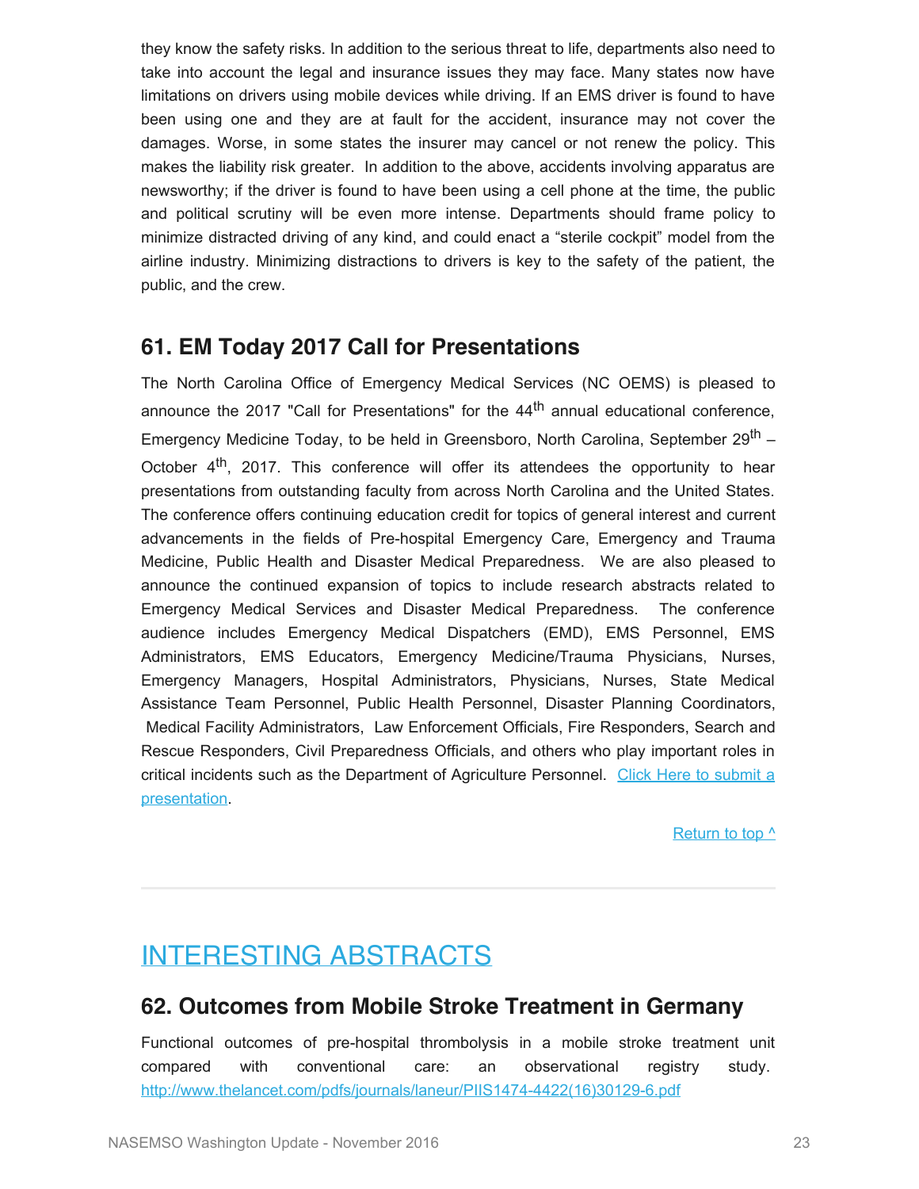they know the safety risks. In addition to the serious threat to life, departments also need to take into account the legal and insurance issues they may face. Many states now have limitations on drivers using mobile devices while driving. If an EMS driver is found to have been using one and they are at fault for the accident, insurance may not cover the damages. Worse, in some states the insurer may cancel or not renew the policy. This makes the liability risk greater. In addition to the above, accidents involving apparatus are newsworthy; if the driver is found to have been using a cell phone at the time, the public and political scrutiny will be even more intense. Departments should frame policy to minimize distracted driving of any kind, and could enact a "sterile cockpit" model from the airline industry. Minimizing distractions to drivers is key to the safety of the patient, the public, and the crew.

## 61. EM Today 2017 Call for Presentations

The North Carolina Office of Emergency Medical Services (NC OEMS) is pleased to announce the 2017 "Call for Presentations" for the 44th annual educational conference, Emergency Medicine Today, to be held in Greensboro, North Carolina, September 29th – October 4th, 2017. This conference will offer its attendees the opportunity to hear presentations from outstanding faculty from across North Carolina and the United States. The conference offers continuing education credit for topics of general interest and current advancements in the fields of Pre-hospital Emergency Care, Emergency and Trauma Medicine, Public Health and Disaster Medical Preparedness. We are also pleased to announce the continued expansion of topics to include research abstracts related to Emergency Medical Services and Disaster Medical Preparedness. The conference audience includes Emergency Medical Dispatchers (EMD), EMS Personnel, EMS Administrators, EMS Educators, Emergency Medicine/Trauma Physicians, Nurses, Emergency Managers, Hospital Administrators, Physicians, Nurses, State Medical Assistance Team Personnel, Public Health Personnel, Disaster Planning Coordinators, Medical Facility Administrators, Law Enforcement Officials, Fire Responders, Search and Rescue Responders, Civil Preparedness Officials, and others who play important roles in critical incidents such as the Department of Agriculture Personnel. Click Here to submit a presentation.

Return to top ^

---

# INTERESTING ABSTRACTS

## 62. Outcomes from Mobile Stroke Treatment in Germany

Functional outcomes of pre-hospital thrombolysis in a mobile stroke treatment unit compared with conventional care: an observational registry study. http://www.thelancet.com/pdfs/journals/laneur/PIIS1474-4422(16)30129-6.pdf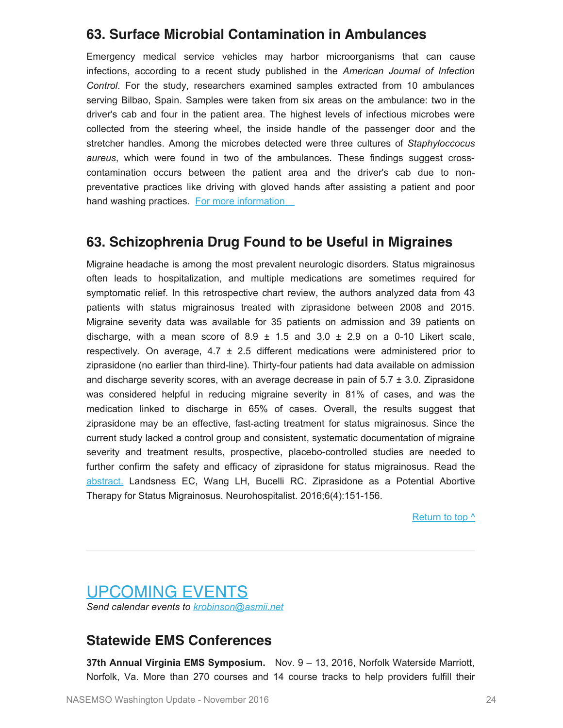## 63. Surface Microbial Contamination in Ambulances

Emergency medical service vehicles may harbor microorganisms that can cause infections, according to a recent study published in the *American Journal of Infection Control*. For the study, researchers examined samples extracted from 10 ambulances serving Bilbao, Spain. Samples were taken from six areas on the ambulance: two in the driver's cab and four in the patient area. The highest levels of infectious microbes were collected from the steering wheel, the inside handle of the passenger door and the stretcher handles. Among the microbes detected were three cultures of *Staphyloccocus aureus*, which were found in two of the ambulances. These findings suggest cross-contamination occurs between the patient area and the driver's cab due to non-preventative practices like driving with gloved hands after assisting a patient and poor hand washing practices. [For more information](#)

## 63. Schizophrenia Drug Found to be Useful in Migraines

Migraine headache is among the most prevalent neurologic disorders. Status migrainosus often leads to hospitalization, and multiple medications are sometimes required for symptomatic relief. In this retrospective chart review, the authors analyzed data from 43 patients with status migrainosus treated with ziprasidone between 2008 and 2015. Migraine severity data was available for 35 patients on admission and 39 patients on discharge, with a mean score of 8.9 ± 1.5 and 3.0 ± 2.9 on a 0-10 Likert scale, respectively. On average, 4.7 ± 2.5 different medications were administered prior to ziprasidone (no earlier than third-line). Thirty-four patients had data available on admission and discharge severity scores, with an average decrease in pain of 5.7 ± 3.0. Ziprasidone was considered helpful in reducing migraine severity in 81% of cases, and was the medication linked to discharge in 65% of cases. Overall, the results suggest that ziprasidone may be an effective, fast-acting treatment for status migrainosus. Since the current study lacked a control group and consistent, systematic documentation of migraine severity and treatment results, prospective, placebo-controlled studies are needed to further confirm the safety and efficacy of ziprasidone for status migrainosus. Read the [abstract.](#) Landsness EC, Wang LH, Bucelli RC. Ziprasidone as a Potential Abortive Therapy for Status Migrainosus. Neurohospitalist. 2016;6(4):151-156.

[Return to top ^](#)

---

# UPCOMING EVENTS

*Send calendar events to krobinson@asmii.net*

## Statewide EMS Conferences

**37th Annual Virginia EMS Symposium.** Nov. 9 – 13, 2016, Norfolk Waterside Marriott, Norfolk, Va. More than 270 courses and 14 course tracks to help providers fulfill their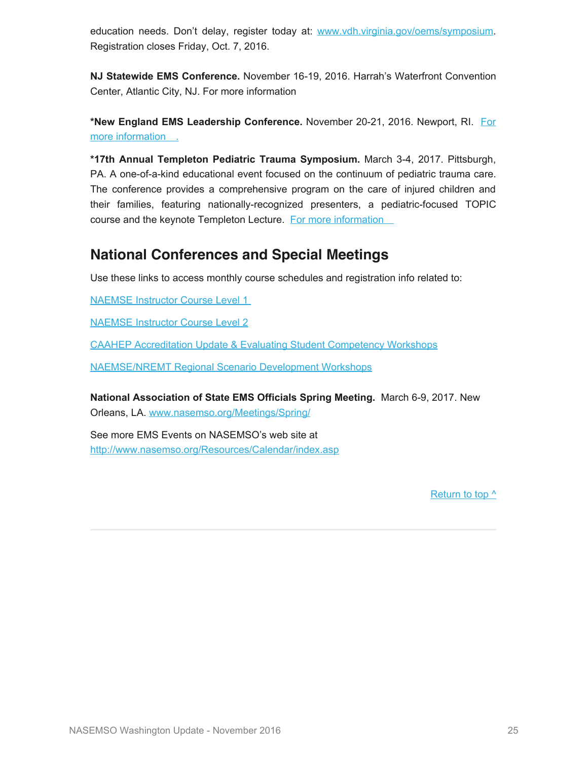education needs. Don't delay, register today at: www.vdh.virginia.gov/oems/symposium. Registration closes Friday, Oct. 7, 2016.

**NJ Statewide EMS Conference.** November 16-19, 2016. Harrah's Waterfront Convention Center, Atlantic City, NJ. For more information

***New England EMS Leadership Conference.** November 20-21, 2016. Newport, RI. For more information .

***17th Annual Templeton Pediatric Trauma Symposium.** March 3-4, 2017. Pittsburgh, PA. A one-of-a-kind educational event focused on the continuum of pediatric trauma care. The conference provides a comprehensive program on the care of injured children and their families, featuring nationally-recognized presenters, a pediatric-focused TOPIC course and the keynote Templeton Lecture. For more information

## National Conferences and Special Meetings

Use these links to access monthly course schedules and registration info related to:

NAEMSE Instructor Course Level 1

NAEMSE Instructor Course Level 2

CAAHEP Accreditation Update & Evaluating Student Competency Workshops

NAEMSE/NREMT Regional Scenario Development Workshops

**National Association of State EMS Officials Spring Meeting.** March 6-9, 2017. New Orleans, LA. www.nasemso.org/Meetings/Spring/

See more EMS Events on NASEMSO's web site at http://www.nasemso.org/Resources/Calendar/index.asp

Return to top ^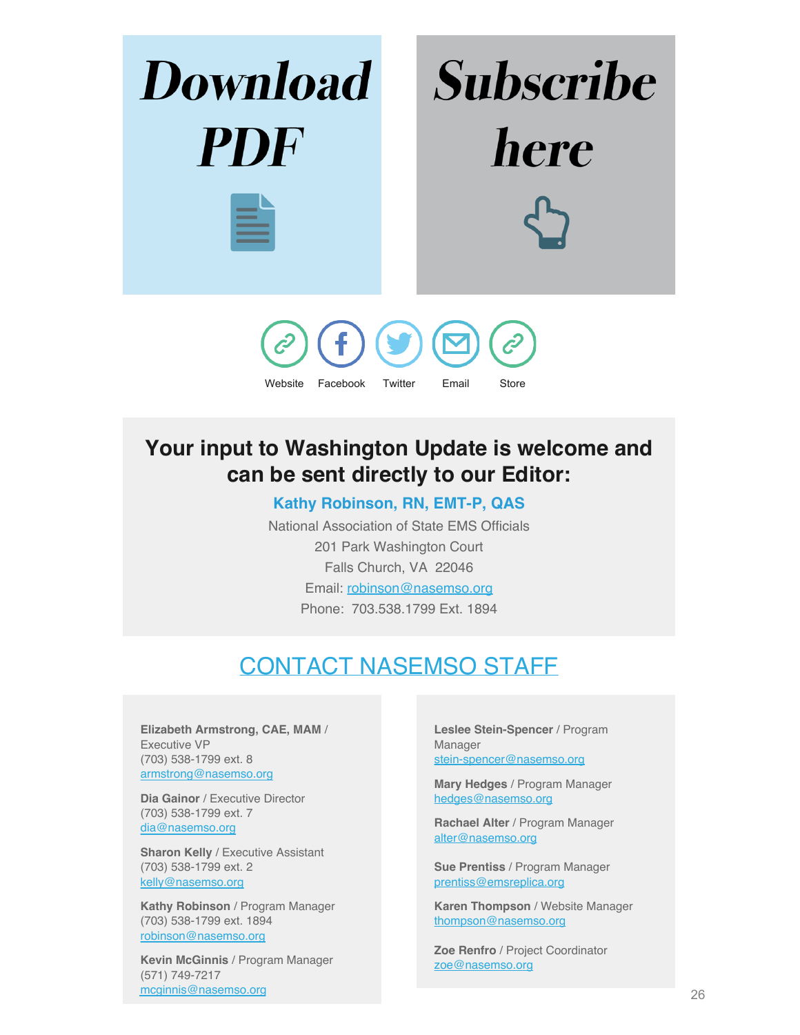**Download PDF**

**Subscribe here**

Website | Facebook | Twitter | Email | Store

## Your input to Washington Update is welcome and can be sent directly to our Editor:

**Kathy Robinson, RN, EMT-P, QAS**

National Association of State EMS Officials
201 Park Washington Court
Falls Church, VA 22046
Email: robinson@nasemso.org
Phone: 703.538.1799 Ext. 1894

## CONTACT NASEMSO STAFF

**Elizabeth Armstrong, CAE, MAM** / Executive VP
(703) 538-1799 ext. 8
armstrong@nasemso.org

**Dia Gainor** / Executive Director
(703) 538-1799 ext. 7
dia@nasemso.org

**Sharon Kelly** / Executive Assistant
(703) 538-1799 ext. 2
kelly@nasemso.org

**Kathy Robinson** / Program Manager
(703) 538-1799 ext. 1894
robinson@nasemso.org

**Kevin McGinnis** / Program Manager
(571) 749-7217
mcginnis@nasemso.org

**Leslee Stein-Spencer** / Program Manager
stein-spencer@nasemso.org

**Mary Hedges** / Program Manager
hedges@nasemso.org

**Rachael Alter** / Program Manager
alter@nasemso.org

**Sue Prentiss** / Program Manager
prentiss@emsreplica.org

**Karen Thompson** / Website Manager
thompson@nasemso.org

**Zoe Renfro** / Project Coordinator
zoe@nasemso.org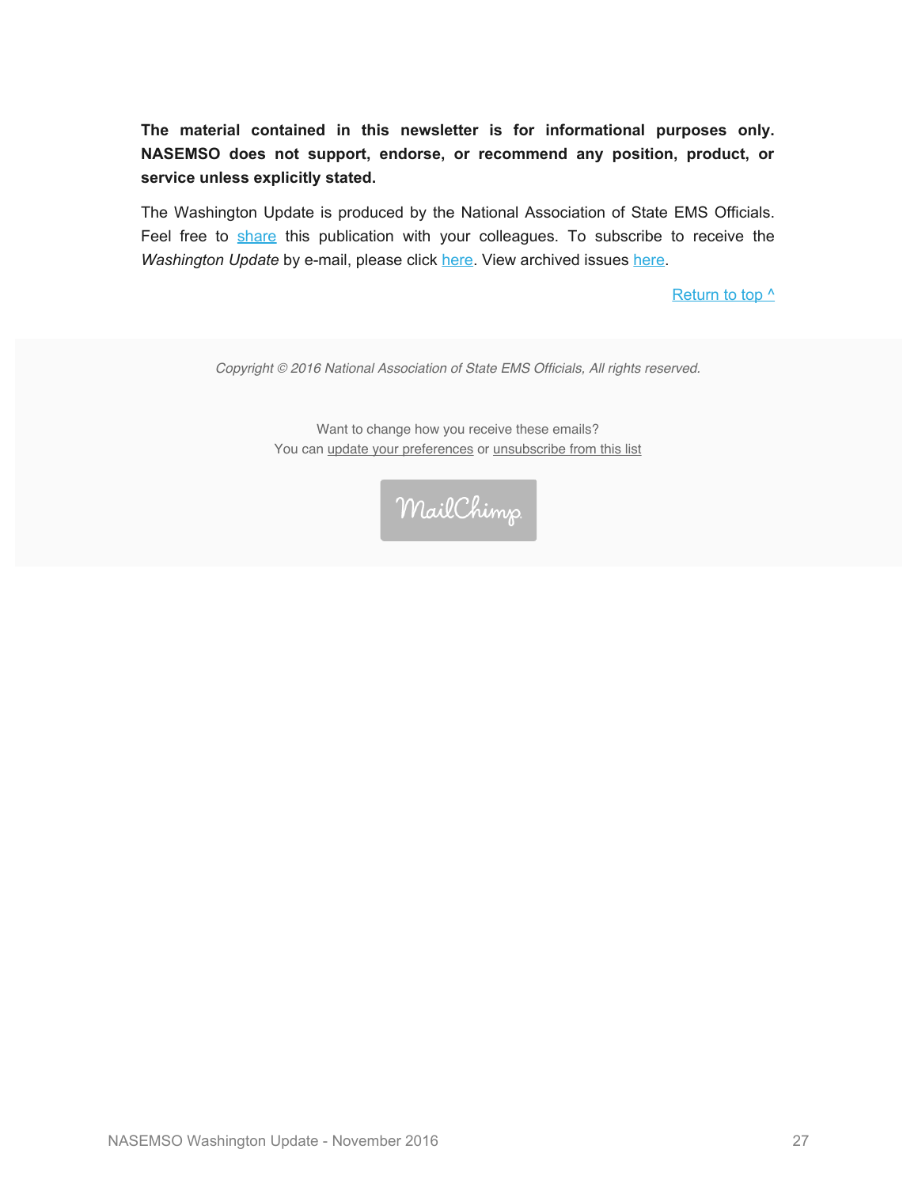**The material contained in this newsletter is for informational purposes only. NASEMSO does not support, endorse, or recommend any position, product, or service unless explicitly stated.**

The Washington Update is produced by the National Association of State EMS Officials. Feel free to share this publication with your colleagues. To subscribe to receive the *Washington Update* by e-mail, please click here. View archived issues here.

Return to top ^

*Copyright © 2016 National Association of State EMS Officials, All rights reserved.*

Want to change how you receive these emails?
You can update your preferences or unsubscribe from this list

MailChimp